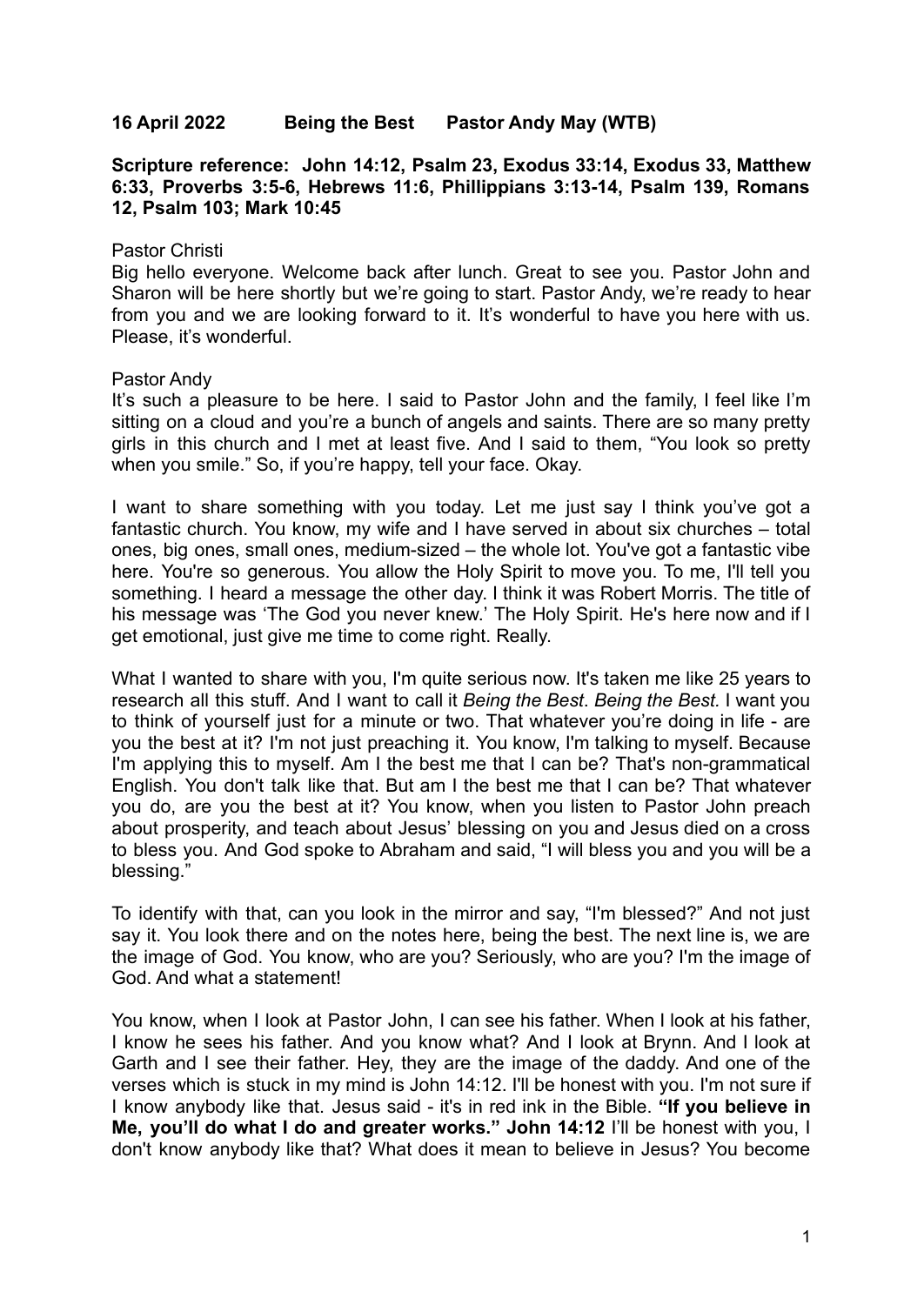**16 April 2022 Being the Best Pastor Andy May (WTB)**

**Scripture reference: John 14:12, Psalm 23, Exodus 33:14, Exodus 33, Matthew 6:33, Proverbs 3:5-6, Hebrews 11:6, Phillippians 3:13-14, Psalm 139, Romans 12, Psalm 103; Mark 10:45**

Pastor Christi

Big hello everyone. Welcome back after lunch. Great to see you. Pastor John and Sharon will be here shortly but we're going to start. Pastor Andy, we're ready to hear from you and we are looking forward to it. It's wonderful to have you here with us. Please, it's wonderful.

Pastor Andy

It's such a pleasure to be here. I said to Pastor John and the family, I feel like I'm sitting on a cloud and you're a bunch of angels and saints. There are so many pretty girls in this church and I met at least five. And I said to them, "You look so pretty when you smile." So, if you're happy, tell your face. Okay.

I want to share something with you today. Let me just say I think you've got a fantastic church. You know, my wife and I have served in about six churches – total ones, big ones, small ones, medium-sized – the whole lot. You've got a fantastic vibe here. You're so generous. You allow the Holy Spirit to move you. To me, I'll tell you something. I heard a message the other day. I think it was Robert Morris. The title of his message was 'The God you never knew.' The Holy Spirit. He's here now and if I get emotional, just give me time to come right. Really.

What I wanted to share with you, I'm quite serious now. It's taken me like 25 years to research all this stuff. And I want to call it *Being the Best*. *Being the Best*. I want you to think of yourself just for a minute or two. That whatever you're doing in life - are you the best at it? I'm not just preaching it. You know, I'm talking to myself. Because I'm applying this to myself. Am I the best me that I can be? That's non-grammatical English. You don't talk like that. But am I the best me that I can be? That whatever you do, are you the best at it? You know, when you listen to Pastor John preach about prosperity, and teach about Jesus' blessing on you and Jesus died on a cross to bless you. And God spoke to Abraham and said, "I will bless you and you will be a blessing."

To identify with that, can you look in the mirror and say, "I'm blessed?" And not just say it. You look there and on the notes here, being the best. The next line is, we are the image of God. You know, who are you? Seriously, who are you? I'm the image of God. And what a statement!

You know, when I look at Pastor John, I can see his father. When I look at his father, I know he sees his father. And you know what? And I look at Brynn. And I look at Garth and I see their father. Hey, they are the image of the daddy. And one of the verses which is stuck in my mind is John 14:12. I'll be honest with you. I'm not sure if I know anybody like that. Jesus said - it's in red ink in the Bible. **"If you believe in Me, you'll do what I do and greater works." John 14:12** I'll be honest with you, I don't know anybody like that? What does it mean to believe in Jesus? You become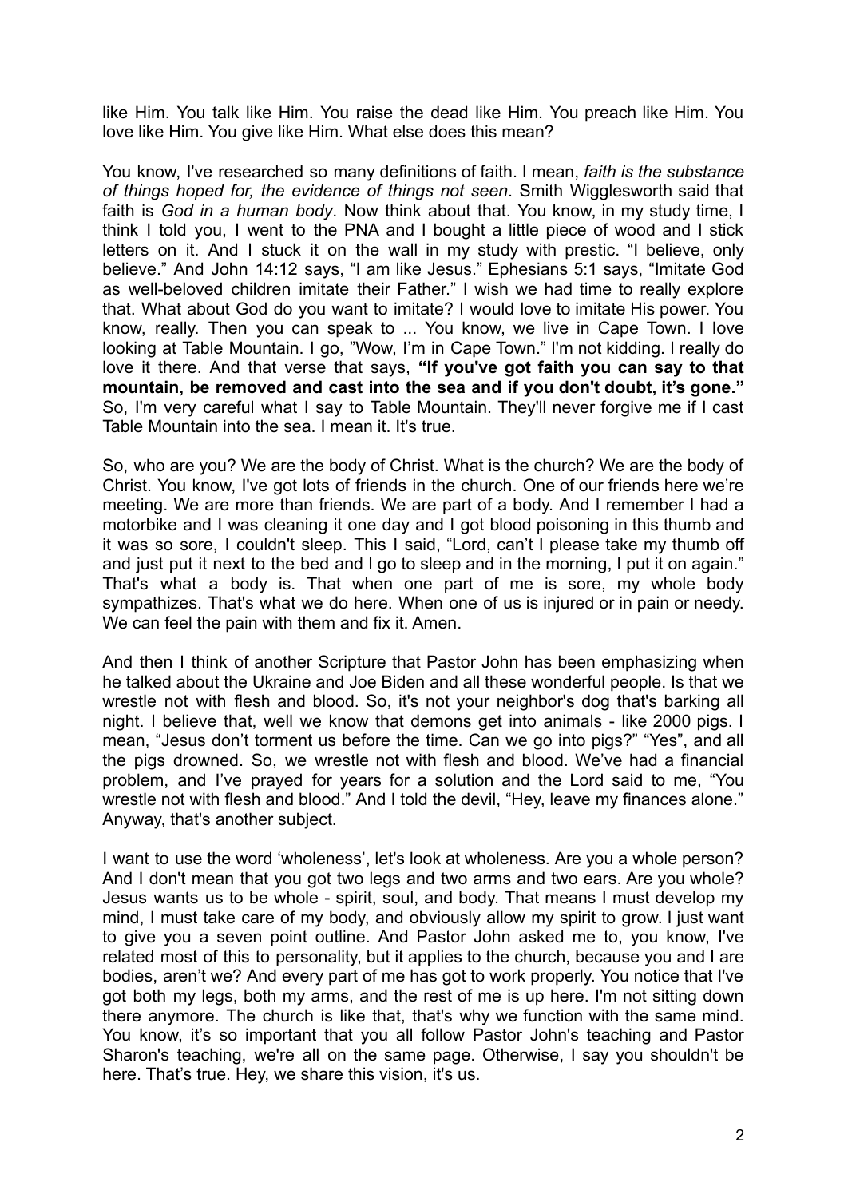like Him. You talk like Him. You raise the dead like Him. You preach like Him. You love like Him. You give like Him. What else does this mean?

You know, I've researched so many definitions of faith. I mean, *faith is the substance of things hoped for, the evidence of things not seen*. Smith Wigglesworth said that faith is *God in a human body*. Now think about that. You know, in my study time, I think I told you, I went to the PNA and I bought a little piece of wood and I stick letters on it. And I stuck it on the wall in my study with prestic. "I believe, only believe." And John 14:12 says, "I am like Jesus." Ephesians 5:1 says, "Imitate God as well-beloved children imitate their Father." I wish we had time to really explore that. What about God do you want to imitate? I would love to imitate His power. You know, really. Then you can speak to ... You know, we live in Cape Town. I love looking at Table Mountain. I go, "Wow, I'm in Cape Town." I'm not kidding. I really do love it there. And that verse that says, **"If you've got faith you can say to that mountain, be removed and cast into the sea and if you don't doubt, it's gone."** So, I'm very careful what I say to Table Mountain. They'll never forgive me if I cast Table Mountain into the sea. I mean it. It's true.

So, who are you? We are the body of Christ. What is the church? We are the body of Christ. You know, I've got lots of friends in the church. One of our friends here we're meeting. We are more than friends. We are part of a body. And I remember I had a motorbike and I was cleaning it one day and I got blood poisoning in this thumb and it was so sore, I couldn't sleep. This I said, "Lord, can't I please take my thumb off and just put it next to the bed and I go to sleep and in the morning, I put it on again." That's what a body is. That when one part of me is sore, my whole body sympathizes. That's what we do here. When one of us is injured or in pain or needy. We can feel the pain with them and fix it. Amen.

And then I think of another Scripture that Pastor John has been emphasizing when he talked about the Ukraine and Joe Biden and all these wonderful people. Is that we wrestle not with flesh and blood. So, it's not your neighbor's dog that's barking all night. I believe that, well we know that demons get into animals - like 2000 pigs. I mean, "Jesus don't torment us before the time. Can we go into pigs?" "Yes", and all the pigs drowned. So, we wrestle not with flesh and blood. We've had a financial problem, and I've prayed for years for a solution and the Lord said to me, "You wrestle not with flesh and blood." And I told the devil, "Hey, leave my finances alone." Anyway, that's another subject.

I want to use the word 'wholeness', let's look at wholeness. Are you a whole person? And I don't mean that you got two legs and two arms and two ears. Are you whole? Jesus wants us to be whole - spirit, soul, and body. That means I must develop my mind, I must take care of my body, and obviously allow my spirit to grow. I just want to give you a seven point outline. And Pastor John asked me to, you know, I've related most of this to personality, but it applies to the church, because you and I are bodies, aren't we? And every part of me has got to work properly. You notice that I've got both my legs, both my arms, and the rest of me is up here. I'm not sitting down there anymore. The church is like that, that's why we function with the same mind. You know, it's so important that you all follow Pastor John's teaching and Pastor Sharon's teaching, we're all on the same page. Otherwise, I say you shouldn't be here. That's true. Hey, we share this vision, it's us.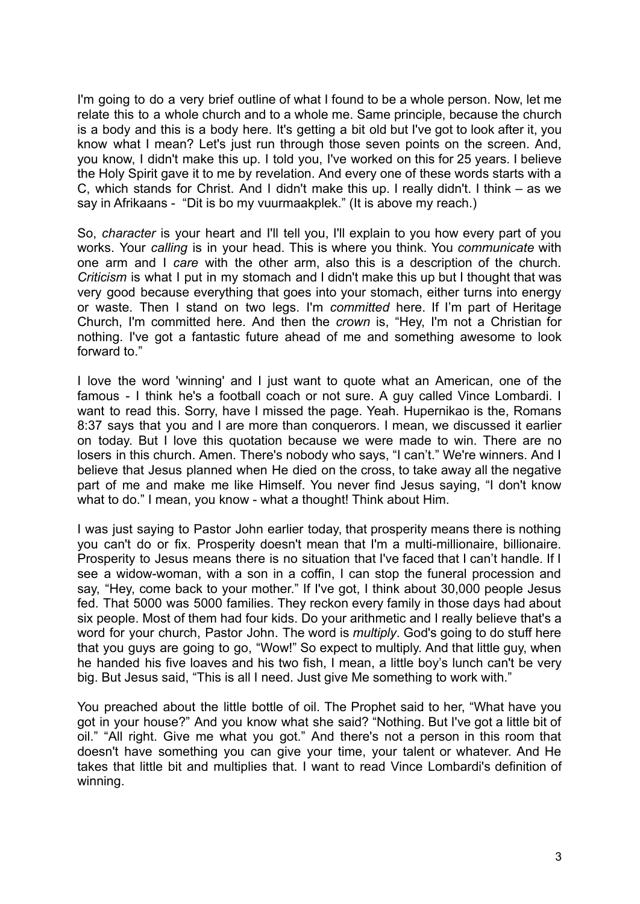I'm going to do a very brief outline of what I found to be a whole person. Now, let me relate this to a whole church and to a whole me. Same principle, because the church is a body and this is a body here. It's getting a bit old but I've got to look after it, you know what I mean? Let's just run through those seven points on the screen. And, you know, I didn't make this up. I told you, I've worked on this for 25 years. I believe the Holy Spirit gave it to me by revelation. And every one of these words starts with a C, which stands for Christ. And I didn't make this up. I really didn't. I think – as we say in Afrikaans - "Dit is bo my vuurmaakplek." (It is above my reach.)

So, *character* is your heart and I'll tell you, I'll explain to you how every part of you works. Your *calling* is in your head. This is where you think. You *communicate* with one arm and I *care* with the other arm, also this is a description of the church. *Criticism* is what I put in my stomach and I didn't make this up but I thought that was very good because everything that goes into your stomach, either turns into energy or waste. Then I stand on two legs. I'm *committed* here. If I'm part of Heritage Church, I'm committed here. And then the *crown* is, "Hey, I'm not a Christian for nothing. I've got a fantastic future ahead of me and something awesome to look forward to."

I love the word 'winning' and I just want to quote what an American, one of the famous - I think he's a football coach or not sure. A guy called Vince Lombardi. I want to read this. Sorry, have I missed the page. Yeah. Hupernikao is the, Romans 8:37 says that you and I are more than conquerors. I mean, we discussed it earlier on today. But I love this quotation because we were made to win. There are no losers in this church. Amen. There's nobody who says, "I can't." We're winners. And I believe that Jesus planned when He died on the cross, to take away all the negative part of me and make me like Himself. You never find Jesus saying, "I don't know what to do." I mean, you know - what a thought! Think about Him.

I was just saying to Pastor John earlier today, that prosperity means there is nothing you can't do or fix. Prosperity doesn't mean that I'm a multi-millionaire, billionaire. Prosperity to Jesus means there is no situation that I've faced that I can't handle. If I see a widow-woman, with a son in a coffin, I can stop the funeral procession and say, "Hey, come back to your mother." If I've got, I think about 30,000 people Jesus fed. That 5000 was 5000 families. They reckon every family in those days had about six people. Most of them had four kids. Do your arithmetic and I really believe that's a word for your church, Pastor John. The word is *multiply*. God's going to do stuff here that you guys are going to go, "Wow!" So expect to multiply. And that little guy, when he handed his five loaves and his two fish, I mean, a little boy's lunch can't be very big. But Jesus said, "This is all I need. Just give Me something to work with."

You preached about the little bottle of oil. The Prophet said to her, "What have you got in your house?" And you know what she said? "Nothing. But I've got a little bit of oil." "All right. Give me what you got." And there's not a person in this room that doesn't have something you can give your time, your talent or whatever. And He takes that little bit and multiplies that. I want to read Vince Lombardi's definition of winning.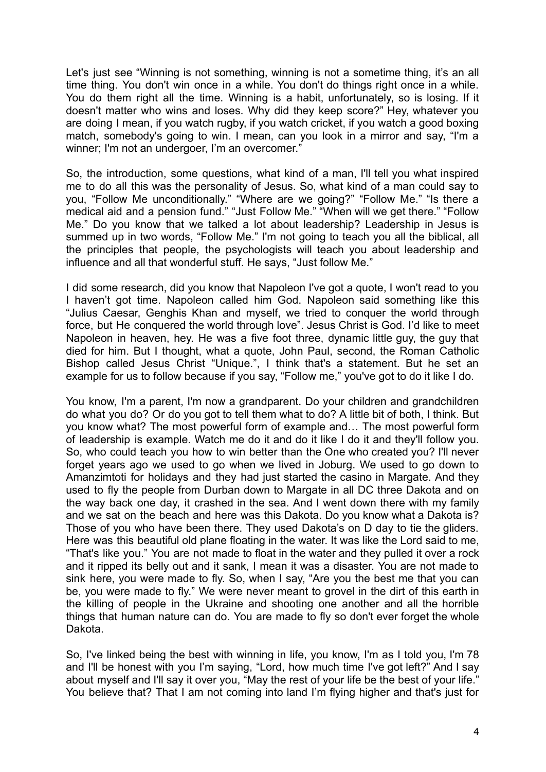Let's just see "Winning is not something, winning is not a sometime thing, it's an all time thing. You don't win once in a while. You don't do things right once in a while. You do them right all the time. Winning is a habit, unfortunately, so is losing. If it doesn't matter who wins and loses. Why did they keep score?" Hey, whatever you are doing I mean, if you watch rugby, if you watch cricket, if you watch a good boxing match, somebody's going to win. I mean, can you look in a mirror and say, "I'm a winner; I'm not an undergoer, I'm an overcomer."

So, the introduction, some questions, what kind of a man, I'll tell you what inspired me to do all this was the personality of Jesus. So, what kind of a man could say to you, "Follow Me unconditionally." "Where are we going?" "Follow Me." "Is there a medical aid and a pension fund." "Just Follow Me." "When will we get there." "Follow Me." Do you know that we talked a lot about leadership? Leadership in Jesus is summed up in two words, "Follow Me." I'm not going to teach you all the biblical, all the principles that people, the psychologists will teach you about leadership and influence and all that wonderful stuff. He says, "Just follow Me."

I did some research, did you know that Napoleon I've got a quote, I won't read to you I haven't got time. Napoleon called him God. Napoleon said something like this "Julius Caesar, Genghis Khan and myself, we tried to conquer the world through force, but He conquered the world through love". Jesus Christ is God. I'd like to meet Napoleon in heaven, hey. He was a five foot three, dynamic little guy, the guy that died for him. But I thought, what a quote, John Paul, second, the Roman Catholic Bishop called Jesus Christ "Unique.", I think that's a statement. But he set an example for us to follow because if you say, "Follow me," you've got to do it like I do.

You know, I'm a parent, I'm now a grandparent. Do your children and grandchildren do what you do? Or do you got to tell them what to do? A little bit of both, I think. But you know what? The most powerful form of example and… The most powerful form of leadership is example. Watch me do it and do it like I do it and they'll follow you. So, who could teach you how to win better than the One who created you? I'll never forget years ago we used to go when we lived in Joburg. We used to go down to Amanzimtoti for holidays and they had just started the casino in Margate. And they used to fly the people from Durban down to Margate in all DC three Dakota and on the way back one day, it crashed in the sea. And I went down there with my family and we sat on the beach and here was this Dakota. Do you know what a Dakota is? Those of you who have been there. They used Dakota's on D day to tie the gliders. Here was this beautiful old plane floating in the water. It was like the Lord said to me, "That's like you." You are not made to float in the water and they pulled it over a rock and it ripped its belly out and it sank, I mean it was a disaster. You are not made to sink here, you were made to fly. So, when I say, "Are you the best me that you can be, you were made to fly." We were never meant to grovel in the dirt of this earth in the killing of people in the Ukraine and shooting one another and all the horrible things that human nature can do. You are made to fly so don't ever forget the whole Dakota.

So, I've linked being the best with winning in life, you know, I'm as I told you, I'm 78 and I'll be honest with you I'm saying, "Lord, how much time I've got left?" And I say about myself and I'll say it over you, "May the rest of your life be the best of your life." You believe that? That I am not coming into land I'm flying higher and that's just for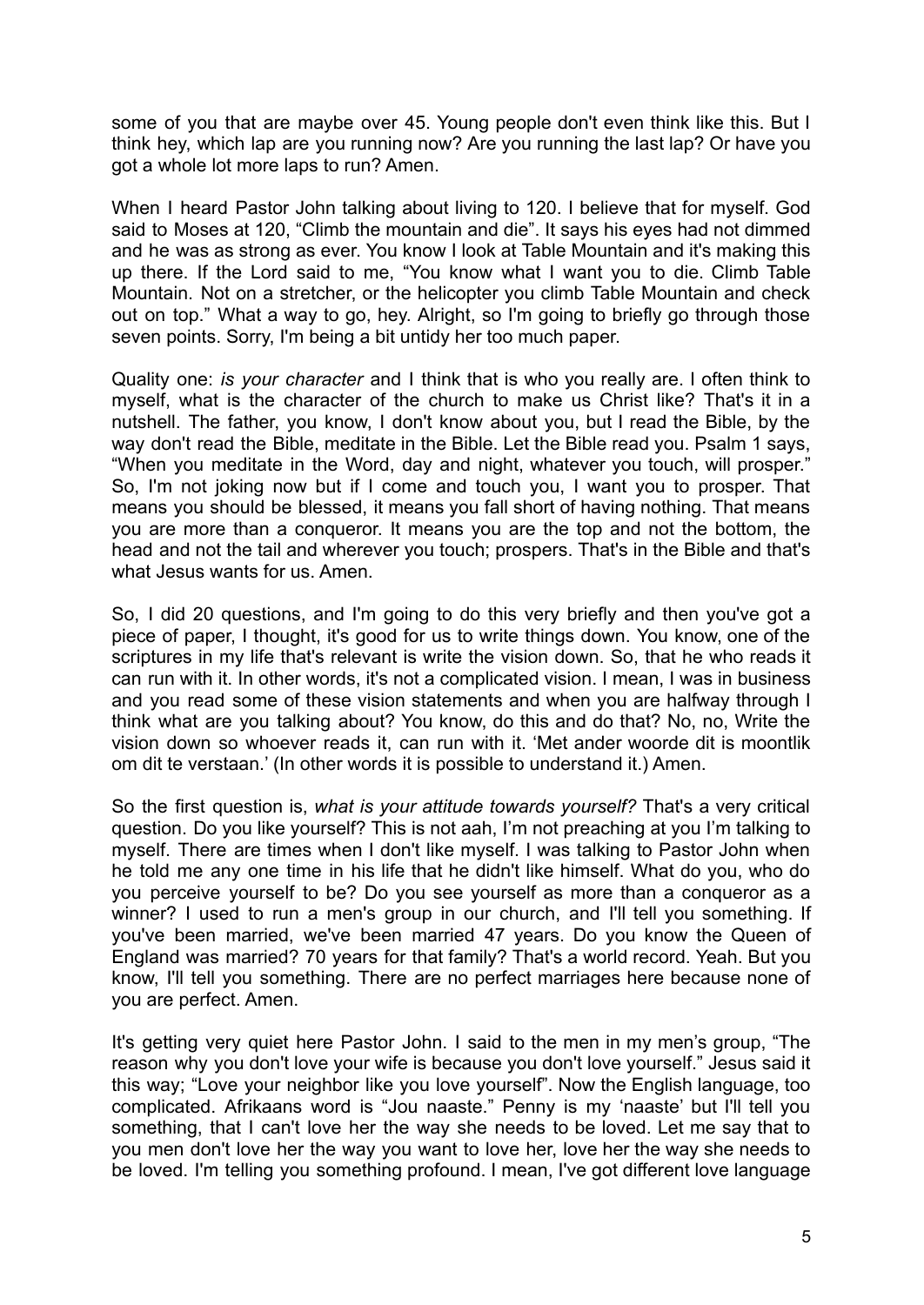some of you that are maybe over 45. Young people don't even think like this. But I think hey, which lap are you running now? Are you running the last lap? Or have you got a whole lot more laps to run? Amen.

When I heard Pastor John talking about living to 120. I believe that for myself. God said to Moses at 120, "Climb the mountain and die". It says his eyes had not dimmed and he was as strong as ever. You know I look at Table Mountain and it's making this up there. If the Lord said to me, "You know what I want you to die. Climb Table Mountain. Not on a stretcher, or the helicopter you climb Table Mountain and check out on top." What a way to go, hey. Alright, so I'm going to briefly go through those seven points. Sorry, I'm being a bit untidy her too much paper.

Quality one: *is your character* and I think that is who you really are. I often think to myself, what is the character of the church to make us Christ like? That's it in a nutshell. The father, you know, I don't know about you, but I read the Bible, by the way don't read the Bible, meditate in the Bible. Let the Bible read you. Psalm 1 says, "When you meditate in the Word, day and night, whatever you touch, will prosper." So, I'm not joking now but if I come and touch you, I want you to prosper. That means you should be blessed, it means you fall short of having nothing. That means you are more than a conqueror. It means you are the top and not the bottom, the head and not the tail and wherever you touch; prospers. That's in the Bible and that's what Jesus wants for us. Amen.

So, I did 20 questions, and I'm going to do this very briefly and then you've got a piece of paper, I thought, it's good for us to write things down. You know, one of the scriptures in my life that's relevant is write the vision down. So, that he who reads it can run with it. In other words, it's not a complicated vision. I mean, I was in business and you read some of these vision statements and when you are halfway through I think what are you talking about? You know, do this and do that? No, no, Write the vision down so whoever reads it, can run with it. 'Met ander woorde dit is moontlik om dit te verstaan.' (In other words it is possible to understand it.) Amen.

So the first question is, *what is your attitude towards yourself?* That's a very critical question. Do you like yourself? This is not aah, I'm not preaching at you I'm talking to myself. There are times when I don't like myself. I was talking to Pastor John when he told me any one time in his life that he didn't like himself. What do you, who do you perceive yourself to be? Do you see yourself as more than a conqueror as a winner? I used to run a men's group in our church, and I'll tell you something. If you've been married, we've been married 47 years. Do you know the Queen of England was married? 70 years for that family? That's a world record. Yeah. But you know, I'll tell you something. There are no perfect marriages here because none of you are perfect. Amen.

It's getting very quiet here Pastor John. I said to the men in my men's group, "The reason why you don't love your wife is because you don't love yourself." Jesus said it this way; "Love your neighbor like you love yourself". Now the English language, too complicated. Afrikaans word is "Jou naaste." Penny is my 'naaste' but I'll tell you something, that I can't love her the way she needs to be loved. Let me say that to you men don't love her the way you want to love her, love her the way she needs to be loved. I'm telling you something profound. I mean, I've got different love language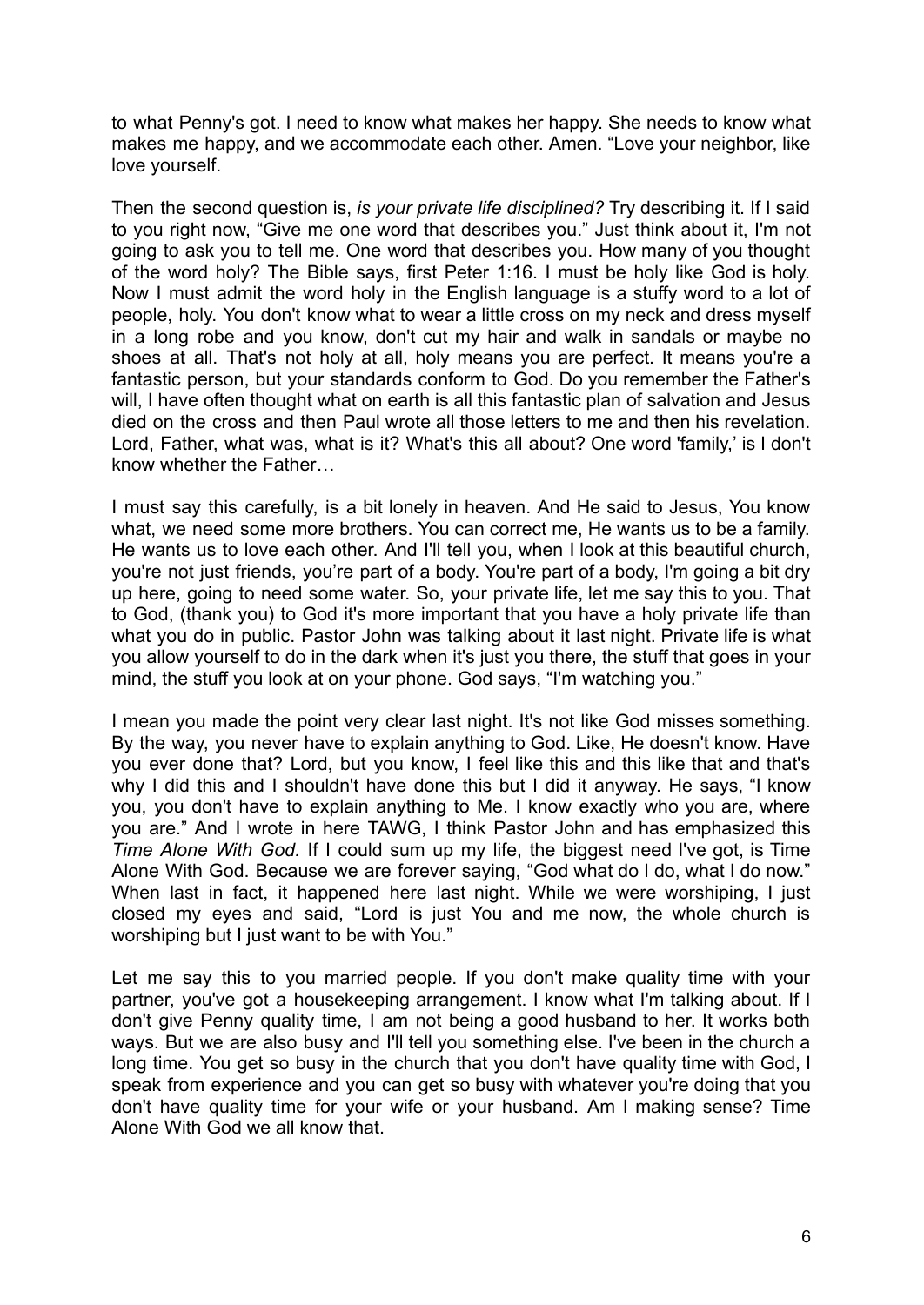to what Penny's got. I need to know what makes her happy. She needs to know what makes me happy, and we accommodate each other. Amen. "Love your neighbor, like love yourself.

Then the second question is, *is your private life disciplined?* Try describing it. If I said to you right now, "Give me one word that describes you." Just think about it, I'm not going to ask you to tell me. One word that describes you. How many of you thought of the word holy? The Bible says, first Peter 1:16. I must be holy like God is holy. Now I must admit the word holy in the English language is a stuffy word to a lot of people, holy. You don't know what to wear a little cross on my neck and dress myself in a long robe and you know, don't cut my hair and walk in sandals or maybe no shoes at all. That's not holy at all, holy means you are perfect. It means you're a fantastic person, but your standards conform to God. Do you remember the Father's will, I have often thought what on earth is all this fantastic plan of salvation and Jesus died on the cross and then Paul wrote all those letters to me and then his revelation. Lord, Father, what was, what is it? What's this all about? One word 'family,' is I don't know whether the Father…

I must say this carefully, is a bit lonely in heaven. And He said to Jesus, You know what, we need some more brothers. You can correct me, He wants us to be a family. He wants us to love each other. And I'll tell you, when I look at this beautiful church, you're not just friends, you're part of a body. You're part of a body, I'm going a bit dry up here, going to need some water. So, your private life, let me say this to you. That to God, (thank you) to God it's more important that you have a holy private life than what you do in public. Pastor John was talking about it last night. Private life is what you allow yourself to do in the dark when it's just you there, the stuff that goes in your mind, the stuff you look at on your phone. God says, "I'm watching you."

I mean you made the point very clear last night. It's not like God misses something. By the way, you never have to explain anything to God. Like, He doesn't know. Have you ever done that? Lord, but you know, I feel like this and this like that and that's why I did this and I shouldn't have done this but I did it anyway. He says, "I know you, you don't have to explain anything to Me. I know exactly who you are, where you are." And I wrote in here TAWG, I think Pastor John and has emphasized this *Time Alone With God.* If I could sum up my life, the biggest need I've got, is Time Alone With God. Because we are forever saying, "God what do I do, what I do now." When last in fact, it happened here last night. While we were worshiping, I just closed my eyes and said, "Lord is just You and me now, the whole church is worshiping but I just want to be with You."

Let me say this to you married people. If you don't make quality time with your partner, you've got a housekeeping arrangement. I know what I'm talking about. If I don't give Penny quality time, I am not being a good husband to her. It works both ways. But we are also busy and I'll tell you something else. I've been in the church a long time. You get so busy in the church that you don't have quality time with God, I speak from experience and you can get so busy with whatever you're doing that you don't have quality time for your wife or your husband. Am I making sense? Time Alone With God we all know that.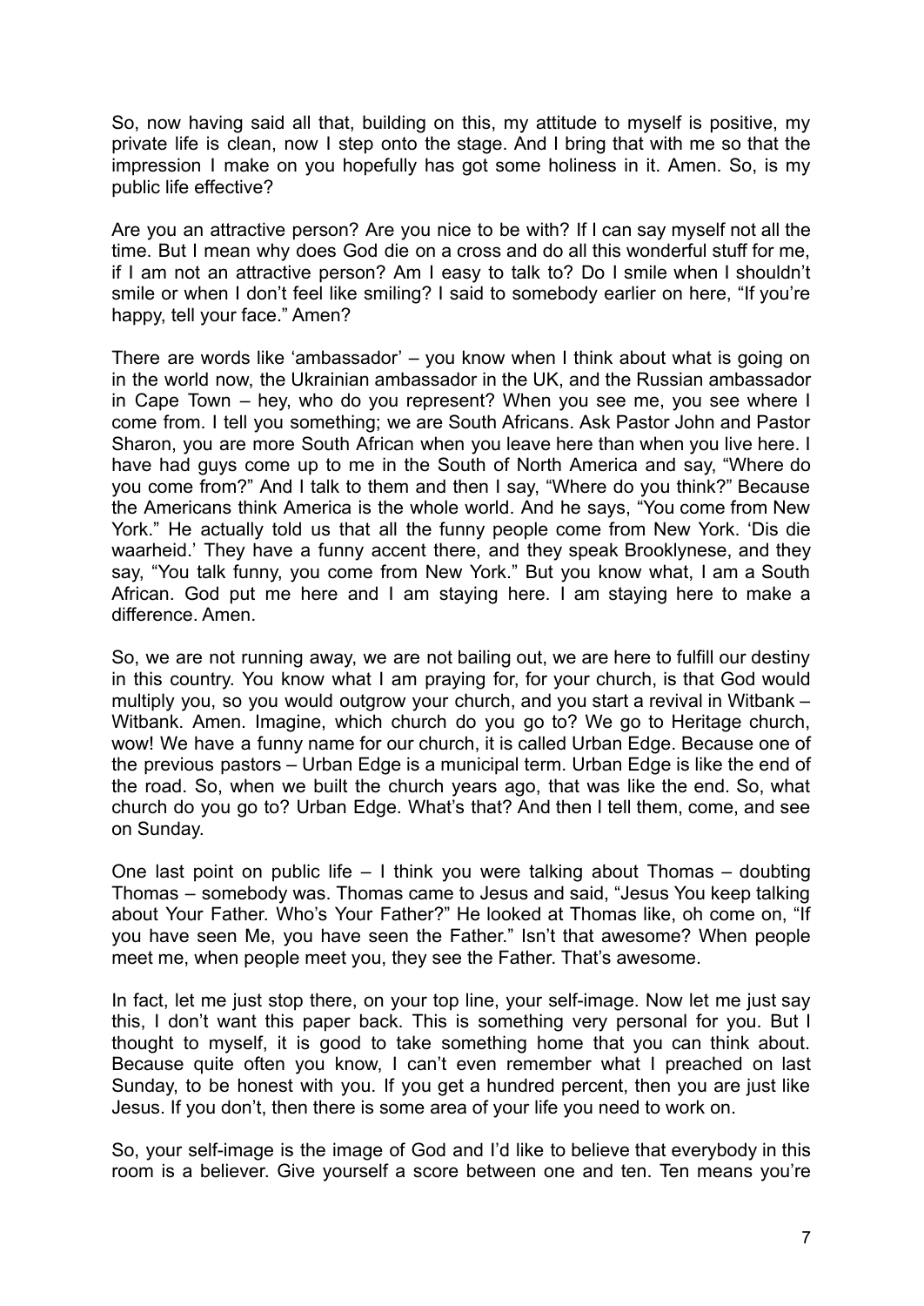So, now having said all that, building on this, my attitude to myself is positive, my private life is clean, now I step onto the stage. And I bring that with me so that the impression I make on you hopefully has got some holiness in it. Amen. So, is my public life effective?

Are you an attractive person? Are you nice to be with? If I can say myself not all the time. But I mean why does God die on a cross and do all this wonderful stuff for me, if I am not an attractive person? Am I easy to talk to? Do I smile when I shouldn't smile or when I don't feel like smiling? I said to somebody earlier on here, "If you're happy, tell your face." Amen?

There are words like 'ambassador' – you know when I think about what is going on in the world now, the Ukrainian ambassador in the UK, and the Russian ambassador in Cape Town – hey, who do you represent? When you see me, you see where I come from. I tell you something; we are South Africans. Ask Pastor John and Pastor Sharon, you are more South African when you leave here than when you live here. I have had guys come up to me in the South of North America and say, "Where do you come from?" And I talk to them and then I say, "Where do you think?" Because the Americans think America is the whole world. And he says, "You come from New York." He actually told us that all the funny people come from New York. 'Dis die waarheid.' They have a funny accent there, and they speak Brooklynese, and they say, "You talk funny, you come from New York." But you know what, I am a South African. God put me here and I am staying here. I am staying here to make a difference. Amen.

So, we are not running away, we are not bailing out, we are here to fulfill our destiny in this country. You know what I am praying for, for your church, is that God would multiply you, so you would outgrow your church, and you start a revival in Witbank – Witbank. Amen. Imagine, which church do you go to? We go to Heritage church, wow! We have a funny name for our church, it is called Urban Edge. Because one of the previous pastors – Urban Edge is a municipal term. Urban Edge is like the end of the road. So, when we built the church years ago, that was like the end. So, what church do you go to? Urban Edge. What's that? And then I tell them, come, and see on Sunday.

One last point on public life – I think you were talking about Thomas – doubting Thomas – somebody was. Thomas came to Jesus and said, "Jesus You keep talking about Your Father. Who's Your Father?" He looked at Thomas like, oh come on, "If you have seen Me, you have seen the Father." Isn't that awesome? When people meet me, when people meet you, they see the Father. That's awesome.

In fact, let me just stop there, on your top line, your self-image. Now let me just say this, I don't want this paper back. This is something very personal for you. But I thought to myself, it is good to take something home that you can think about. Because quite often you know, I can't even remember what I preached on last Sunday, to be honest with you. If you get a hundred percent, then you are just like Jesus. If you don't, then there is some area of your life you need to work on.

So, your self-image is the image of God and I'd like to believe that everybody in this room is a believer. Give yourself a score between one and ten. Ten means you're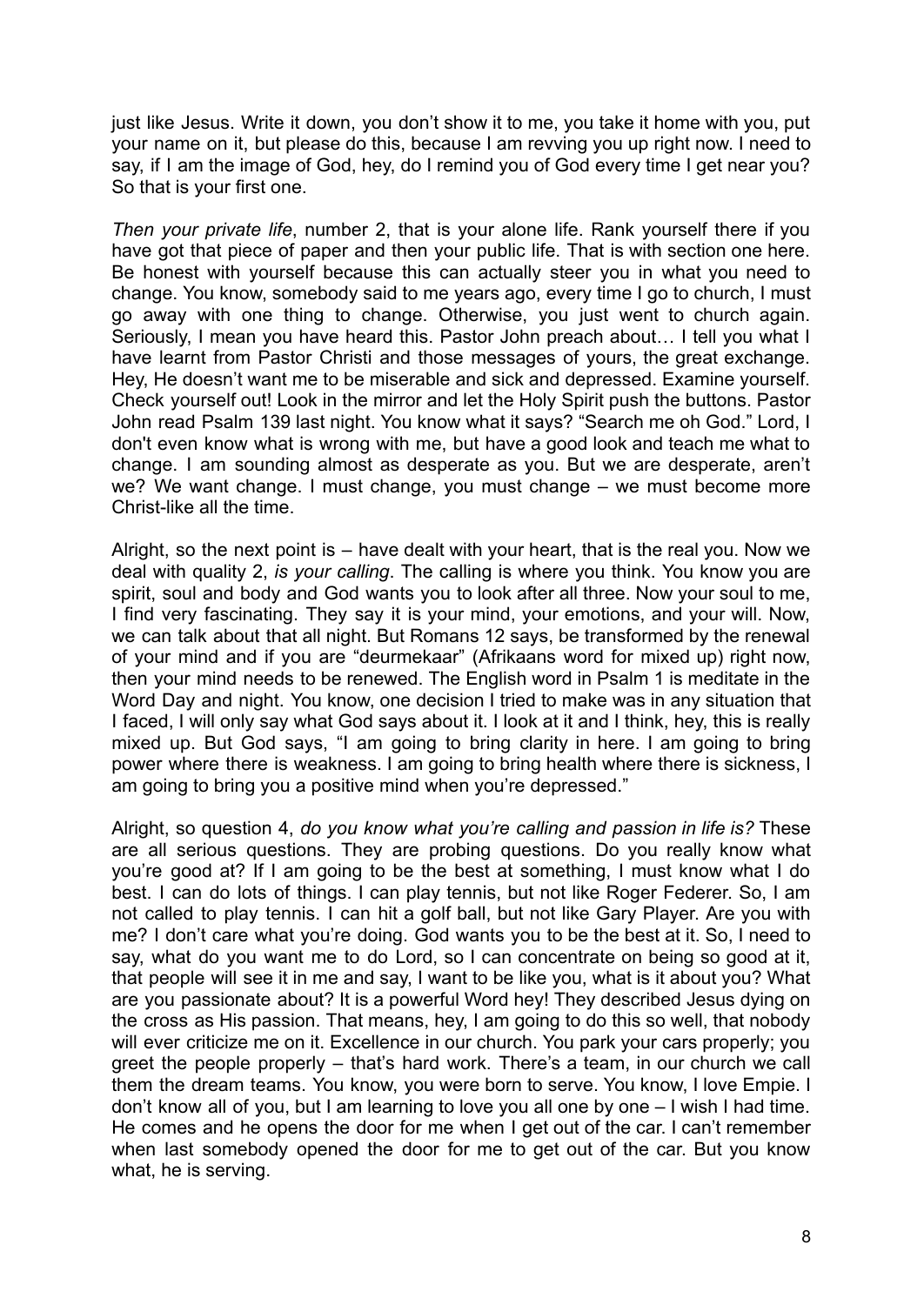just like Jesus. Write it down, you don't show it to me, you take it home with you, put your name on it, but please do this, because I am revving you up right now. I need to say, if I am the image of God, hey, do I remind you of God every time I get near you? So that is your first one.

*Then your private life*, number 2, that is your alone life. Rank yourself there if you have got that piece of paper and then your public life. That is with section one here. Be honest with yourself because this can actually steer you in what you need to change. You know, somebody said to me years ago, every time I go to church, I must go away with one thing to change. Otherwise, you just went to church again. Seriously, I mean you have heard this. Pastor John preach about… I tell you what I have learnt from Pastor Christi and those messages of yours, the great exchange. Hey, He doesn't want me to be miserable and sick and depressed. Examine yourself. Check yourself out! Look in the mirror and let the Holy Spirit push the buttons. Pastor John read Psalm 139 last night. You know what it says? "Search me oh God." Lord, I don't even know what is wrong with me, but have a good look and teach me what to change. I am sounding almost as desperate as you. But we are desperate, aren't we? We want change. I must change, you must change – we must become more Christ-like all the time.

Alright, so the next point is – have dealt with your heart, that is the real you. Now we deal with quality 2, *is your calling*. The calling is where you think. You know you are spirit, soul and body and God wants you to look after all three. Now your soul to me, I find very fascinating. They say it is your mind, your emotions, and your will. Now, we can talk about that all night. But Romans 12 says, be transformed by the renewal of your mind and if you are "deurmekaar" (Afrikaans word for mixed up) right now, then your mind needs to be renewed. The English word in Psalm 1 is meditate in the Word Day and night. You know, one decision I tried to make was in any situation that I faced, I will only say what God says about it. I look at it and I think, hey, this is really mixed up. But God says, "I am going to bring clarity in here. I am going to bring power where there is weakness. I am going to bring health where there is sickness, I am going to bring you a positive mind when you're depressed."

Alright, so question 4, *do you know what you're calling and passion in life is?* These are all serious questions. They are probing questions. Do you really know what you're good at? If I am going to be the best at something, I must know what I do best. I can do lots of things. I can play tennis, but not like Roger Federer. So, I am not called to play tennis. I can hit a golf ball, but not like Gary Player. Are you with me? I don't care what you're doing. God wants you to be the best at it. So, I need to say, what do you want me to do Lord, so I can concentrate on being so good at it, that people will see it in me and say, I want to be like you, what is it about you? What are you passionate about? It is a powerful Word hey! They described Jesus dying on the cross as His passion. That means, hey, I am going to do this so well, that nobody will ever criticize me on it. Excellence in our church. You park your cars properly; you greet the people properly – that's hard work. There's a team, in our church we call them the dream teams. You know, you were born to serve. You know, I love Empie. I don't know all of you, but I am learning to love you all one by one – I wish I had time. He comes and he opens the door for me when I get out of the car. I can't remember when last somebody opened the door for me to get out of the car. But you know what, he is serving.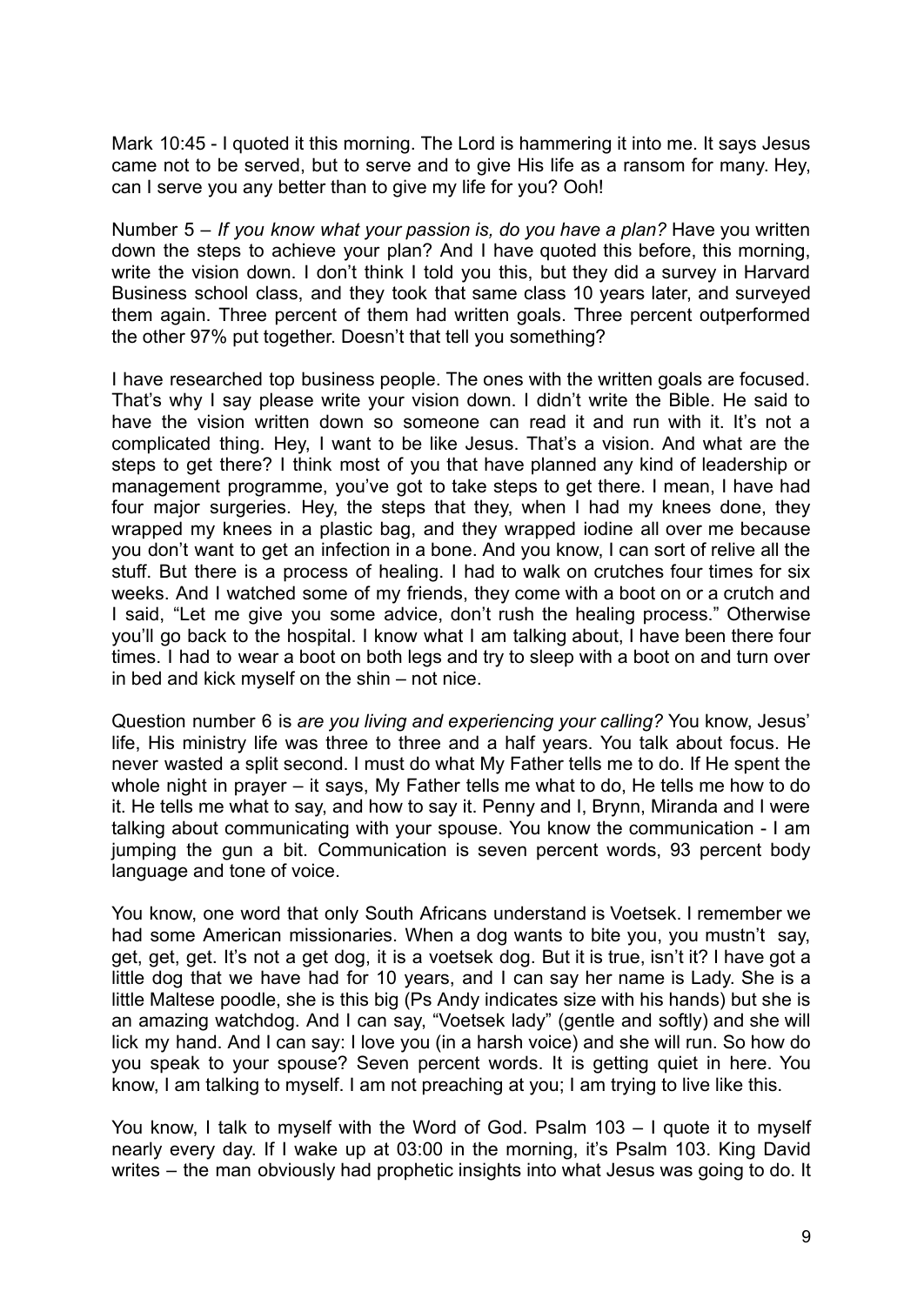Mark 10:45 - I quoted it this morning. The Lord is hammering it into me. It says Jesus came not to be served, but to serve and to give His life as a ransom for many. Hey, can I serve you any better than to give my life for you? Ooh!

Number 5 – *If you know what your passion is, do you have a plan?* Have you written down the steps to achieve your plan? And I have quoted this before, this morning, write the vision down. I don't think I told you this, but they did a survey in Harvard Business school class, and they took that same class 10 years later, and surveyed them again. Three percent of them had written goals. Three percent outperformed the other 97% put together. Doesn't that tell you something?

I have researched top business people. The ones with the written goals are focused. That's why I say please write your vision down. I didn't write the Bible. He said to have the vision written down so someone can read it and run with it. It's not a complicated thing. Hey, I want to be like Jesus. That's a vision. And what are the steps to get there? I think most of you that have planned any kind of leadership or management programme, you've got to take steps to get there. I mean, I have had four major surgeries. Hey, the steps that they, when I had my knees done, they wrapped my knees in a plastic bag, and they wrapped iodine all over me because you don't want to get an infection in a bone. And you know, I can sort of relive all the stuff. But there is a process of healing. I had to walk on crutches four times for six weeks. And I watched some of my friends, they come with a boot on or a crutch and I said, "Let me give you some advice, don't rush the healing process." Otherwise you'll go back to the hospital. I know what I am talking about, I have been there four times. I had to wear a boot on both legs and try to sleep with a boot on and turn over in bed and kick myself on the shin – not nice.

Question number 6 is *are you living and experiencing your calling?* You know, Jesus' life, His ministry life was three to three and a half years. You talk about focus. He never wasted a split second. I must do what My Father tells me to do. If He spent the whole night in prayer – it says, My Father tells me what to do, He tells me how to do it. He tells me what to say, and how to say it. Penny and I, Brynn, Miranda and I were talking about communicating with your spouse. You know the communication - I am jumping the gun a bit. Communication is seven percent words, 93 percent body language and tone of voice.

You know, one word that only South Africans understand is Voetsek. I remember we had some American missionaries. When a dog wants to bite you, you mustn't say, get, get, get. It's not a get dog, it is a voetsek dog. But it is true, isn't it? I have got a little dog that we have had for 10 years, and I can say her name is Lady. She is a little Maltese poodle, she is this big (Ps Andy indicates size with his hands) but she is an amazing watchdog. And I can say, "Voetsek lady" (gentle and softly) and she will lick my hand. And I can say: I love you (in a harsh voice) and she will run. So how do you speak to your spouse? Seven percent words. It is getting quiet in here. You know, I am talking to myself. I am not preaching at you; I am trying to live like this.

You know, I talk to myself with the Word of God. Psalm 103 – I quote it to myself nearly every day. If I wake up at 03:00 in the morning, it's Psalm 103. King David writes – the man obviously had prophetic insights into what Jesus was going to do. It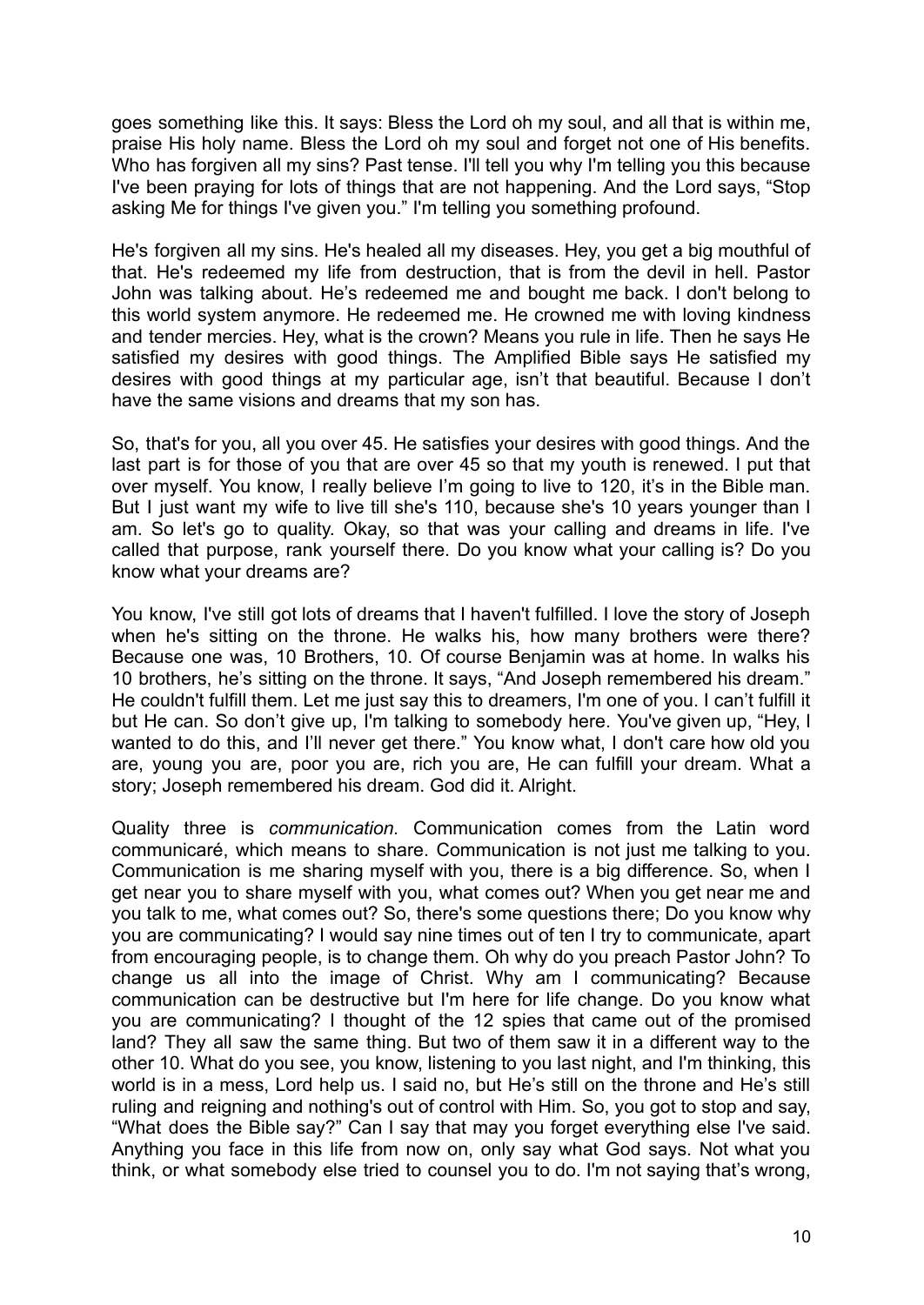goes something like this. It says: Bless the Lord oh my soul, and all that is within me, praise His holy name. Bless the Lord oh my soul and forget not one of His benefits. Who has forgiven all my sins? Past tense. I'll tell you why I'm telling you this because I've been praying for lots of things that are not happening. And the Lord says, "Stop asking Me for things I've given you." I'm telling you something profound.

He's forgiven all my sins. He's healed all my diseases. Hey, you get a big mouthful of that. He's redeemed my life from destruction, that is from the devil in hell. Pastor John was talking about. He's redeemed me and bought me back. I don't belong to this world system anymore. He redeemed me. He crowned me with loving kindness and tender mercies. Hey, what is the crown? Means you rule in life. Then he says He satisfied my desires with good things. The Amplified Bible says He satisfied my desires with good things at my particular age, isn't that beautiful. Because I don't have the same visions and dreams that my son has.

So, that's for you, all you over 45. He satisfies your desires with good things. And the last part is for those of you that are over 45 so that my youth is renewed. I put that over myself. You know, I really believe I'm going to live to 120, it's in the Bible man. But I just want my wife to live till she's 110, because she's 10 years younger than I am. So let's go to quality. Okay, so that was your calling and dreams in life. I've called that purpose, rank yourself there. Do you know what your calling is? Do you know what your dreams are?

You know, I've still got lots of dreams that I haven't fulfilled. I love the story of Joseph when he's sitting on the throne. He walks his, how many brothers were there? Because one was, 10 Brothers, 10. Of course Benjamin was at home. In walks his 10 brothers, he's sitting on the throne. It says, "And Joseph remembered his dream." He couldn't fulfill them. Let me just say this to dreamers, I'm one of you. I can't fulfill it but He can. So don't give up, I'm talking to somebody here. You've given up, "Hey, I wanted to do this, and I'll never get there." You know what, I don't care how old you are, young you are, poor you are, rich you are, He can fulfill your dream. What a story; Joseph remembered his dream. God did it. Alright.

Quality three is *communication*. Communication comes from the Latin word communicaré, which means to share. Communication is not just me talking to you. Communication is me sharing myself with you, there is a big difference. So, when I get near you to share myself with you, what comes out? When you get near me and you talk to me, what comes out? So, there's some questions there; Do you know why you are communicating? I would say nine times out of ten I try to communicate, apart from encouraging people, is to change them. Oh why do you preach Pastor John? To change us all into the image of Christ. Why am I communicating? Because communication can be destructive but I'm here for life change. Do you know what you are communicating? I thought of the 12 spies that came out of the promised land? They all saw the same thing. But two of them saw it in a different way to the other 10. What do you see, you know, listening to you last night, and I'm thinking, this world is in a mess, Lord help us. I said no, but He's still on the throne and He's still ruling and reigning and nothing's out of control with Him. So, you got to stop and say, "What does the Bible say?" Can I say that may you forget everything else I've said. Anything you face in this life from now on, only say what God says. Not what you think, or what somebody else tried to counsel you to do. I'm not saying that's wrong,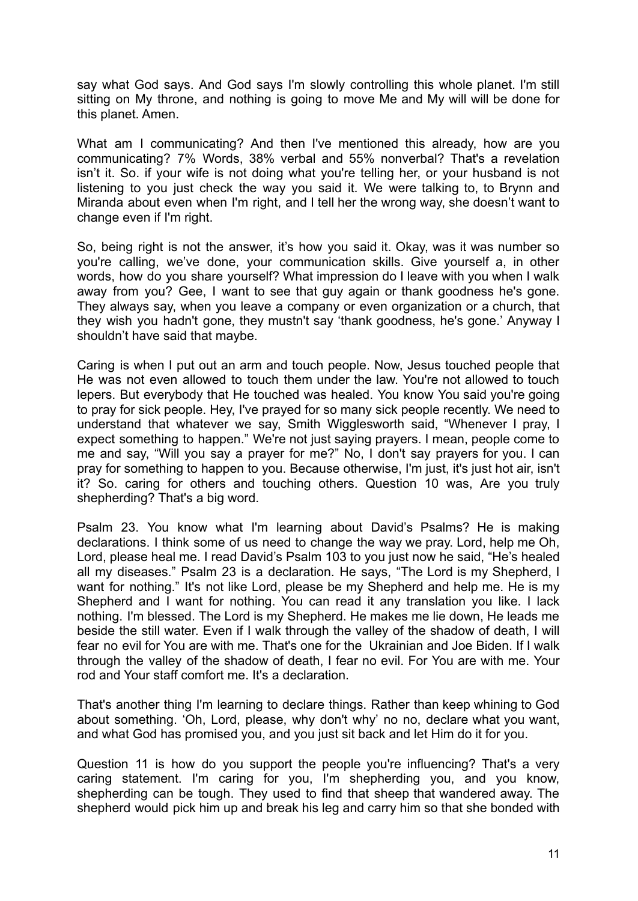say what God says. And God says I'm slowly controlling this whole planet. I'm still sitting on My throne, and nothing is going to move Me and My will will be done for this planet. Amen.

What am I communicating? And then I've mentioned this already, how are you communicating? 7% Words, 38% verbal and 55% nonverbal? That's a revelation isn't it. So. if your wife is not doing what you're telling her, or your husband is not listening to you just check the way you said it. We were talking to, to Brynn and Miranda about even when I'm right, and I tell her the wrong way, she doesn't want to change even if I'm right.

So, being right is not the answer, it's how you said it. Okay, was it was number so you're calling, we've done, your communication skills. Give yourself a, in other words, how do you share yourself? What impression do I leave with you when I walk away from you? Gee, I want to see that guy again or thank goodness he's gone. They always say, when you leave a company or even organization or a church, that they wish you hadn't gone, they mustn't say 'thank goodness, he's gone.' Anyway I shouldn't have said that maybe.

Caring is when I put out an arm and touch people. Now, Jesus touched people that He was not even allowed to touch them under the law. You're not allowed to touch lepers. But everybody that He touched was healed. You know You said you're going to pray for sick people. Hey, I've prayed for so many sick people recently. We need to understand that whatever we say, Smith Wigglesworth said, "Whenever I pray, I expect something to happen." We're not just saying prayers. I mean, people come to me and say, "Will you say a prayer for me?" No, I don't say prayers for you. I can pray for something to happen to you. Because otherwise, I'm just, it's just hot air, isn't it? So. caring for others and touching others. Question 10 was, Are you truly shepherding? That's a big word.

Psalm 23. You know what I'm learning about David's Psalms? He is making declarations. I think some of us need to change the way we pray. Lord, help me Oh, Lord, please heal me. I read David's Psalm 103 to you just now he said, "He's healed all my diseases." Psalm 23 is a declaration. He says, "The Lord is my Shepherd, I want for nothing." It's not like Lord, please be my Shepherd and help me. He is my Shepherd and I want for nothing. You can read it any translation you like. I lack nothing. I'm blessed. The Lord is my Shepherd. He makes me lie down, He leads me beside the still water. Even if I walk through the valley of the shadow of death, I will fear no evil for You are with me. That's one for the Ukrainian and Joe Biden. If I walk through the valley of the shadow of death, I fear no evil. For You are with me. Your rod and Your staff comfort me. It's a declaration.

That's another thing I'm learning to declare things. Rather than keep whining to God about something. 'Oh, Lord, please, why don't why' no no, declare what you want, and what God has promised you, and you just sit back and let Him do it for you.

Question 11 is how do you support the people you're influencing? That's a very caring statement. I'm caring for you, I'm shepherding you, and you know, shepherding can be tough. They used to find that sheep that wandered away. The shepherd would pick him up and break his leg and carry him so that she bonded with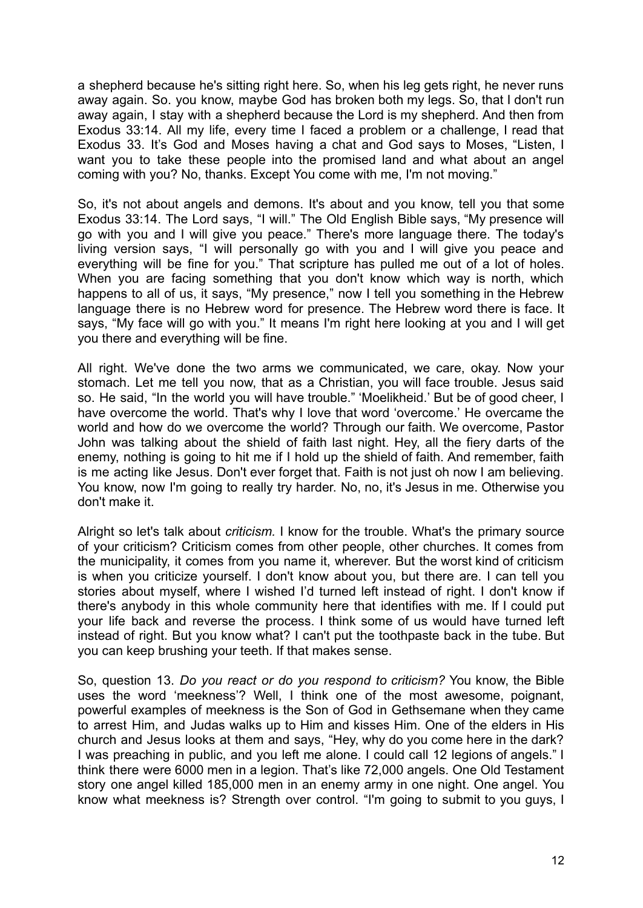a shepherd because he's sitting right here. So, when his leg gets right, he never runs away again. So. you know, maybe God has broken both my legs. So, that I don't run away again, I stay with a shepherd because the Lord is my shepherd. And then from Exodus 33:14. All my life, every time I faced a problem or a challenge, I read that Exodus 33. It's God and Moses having a chat and God says to Moses, "Listen, I want you to take these people into the promised land and what about an angel coming with you? No, thanks. Except You come with me, I'm not moving."

So, it's not about angels and demons. It's about and you know, tell you that some Exodus 33:14. The Lord says, "I will." The Old English Bible says, "My presence will go with you and I will give you peace." There's more language there. The today's living version says, "I will personally go with you and I will give you peace and everything will be fine for you." That scripture has pulled me out of a lot of holes. When you are facing something that you don't know which way is north, which happens to all of us, it says, "My presence," now I tell you something in the Hebrew language there is no Hebrew word for presence. The Hebrew word there is face. It says, "My face will go with you." It means I'm right here looking at you and I will get you there and everything will be fine.

All right. We've done the two arms we communicated, we care, okay. Now your stomach. Let me tell you now, that as a Christian, you will face trouble. Jesus said so. He said, "In the world you will have trouble." 'Moelikheid.' But be of good cheer, I have overcome the world. That's why I love that word 'overcome.' He overcame the world and how do we overcome the world? Through our faith. We overcome, Pastor John was talking about the shield of faith last night. Hey, all the fiery darts of the enemy, nothing is going to hit me if I hold up the shield of faith. And remember, faith is me acting like Jesus. Don't ever forget that. Faith is not just oh now I am believing. You know, now I'm going to really try harder. No, no, it's Jesus in me. Otherwise you don't make it.

Alright so let's talk about *criticism.* I know for the trouble. What's the primary source of your criticism? Criticism comes from other people, other churches. It comes from the municipality, it comes from you name it, wherever. But the worst kind of criticism is when you criticize yourself. I don't know about you, but there are. I can tell you stories about myself, where I wished I'd turned left instead of right. I don't know if there's anybody in this whole community here that identifies with me. If I could put your life back and reverse the process. I think some of us would have turned left instead of right. But you know what? I can't put the toothpaste back in the tube. But you can keep brushing your teeth. If that makes sense.

So, question 13. *Do you react or do you respond to criticism?* You know, the Bible uses the word 'meekness'? Well, I think one of the most awesome, poignant, powerful examples of meekness is the Son of God in Gethsemane when they came to arrest Him, and Judas walks up to Him and kisses Him. One of the elders in His church and Jesus looks at them and says, "Hey, why do you come here in the dark? I was preaching in public, and you left me alone. I could call 12 legions of angels." I think there were 6000 men in a legion. That's like 72,000 angels. One Old Testament story one angel killed 185,000 men in an enemy army in one night. One angel. You know what meekness is? Strength over control. "I'm going to submit to you guys, I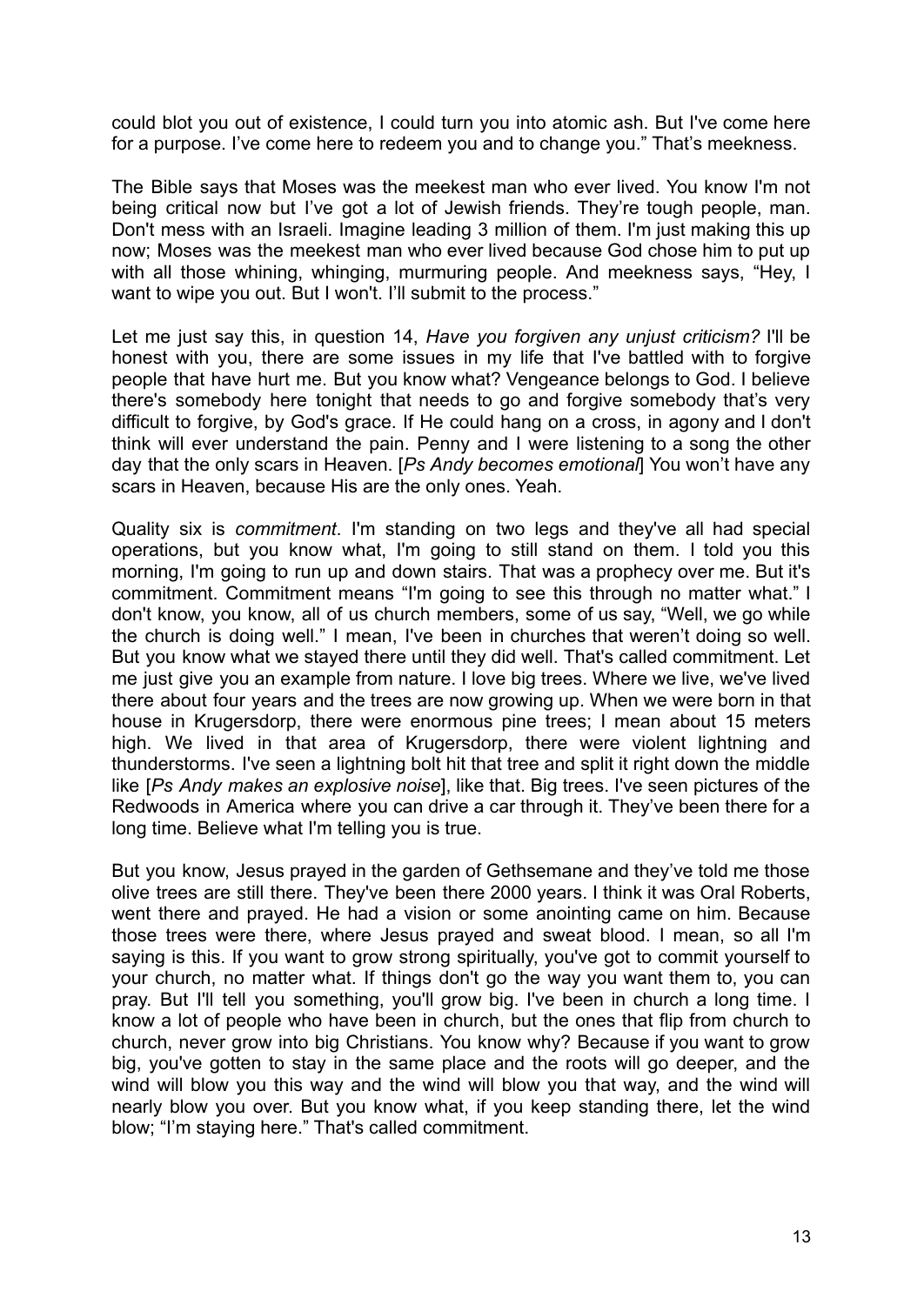could blot you out of existence, I could turn you into atomic ash. But I've come here for a purpose. I've come here to redeem you and to change you." That's meekness.

The Bible says that Moses was the meekest man who ever lived. You know I'm not being critical now but I've got a lot of Jewish friends. They're tough people, man. Don't mess with an Israeli. Imagine leading 3 million of them. I'm just making this up now; Moses was the meekest man who ever lived because God chose him to put up with all those whining, whinging, murmuring people. And meekness says, "Hey, I want to wipe you out. But I won't. I'll submit to the process."

Let me just say this, in question 14, *Have you forgiven any unjust criticism?* I'll be honest with you, there are some issues in my life that I've battled with to forgive people that have hurt me. But you know what? Vengeance belongs to God. I believe there's somebody here tonight that needs to go and forgive somebody that's very difficult to forgive, by God's grace. If He could hang on a cross, in agony and I don't think will ever understand the pain. Penny and I were listening to a song the other day that the only scars in Heaven. [*Ps Andy becomes emotional*] You won't have any scars in Heaven, because His are the only ones. Yeah.

Quality six is *commitment*. I'm standing on two legs and they've all had special operations, but you know what, I'm going to still stand on them. I told you this morning, I'm going to run up and down stairs. That was a prophecy over me. But it's commitment. Commitment means "I'm going to see this through no matter what." I don't know, you know, all of us church members, some of us say, "Well, we go while the church is doing well." I mean, I've been in churches that weren't doing so well. But you know what we stayed there until they did well. That's called commitment. Let me just give you an example from nature. I love big trees. Where we live, we've lived there about four years and the trees are now growing up. When we were born in that house in Krugersdorp, there were enormous pine trees; I mean about 15 meters high. We lived in that area of Krugersdorp, there were violent lightning and thunderstorms. I've seen a lightning bolt hit that tree and split it right down the middle like [*Ps Andy makes an explosive noise*], like that. Big trees. I've seen pictures of the Redwoods in America where you can drive a car through it. They've been there for a long time. Believe what I'm telling you is true.

But you know, Jesus prayed in the garden of Gethsemane and they've told me those olive trees are still there. They've been there 2000 years. I think it was Oral Roberts, went there and prayed. He had a vision or some anointing came on him. Because those trees were there, where Jesus prayed and sweat blood. I mean, so all I'm saying is this. If you want to grow strong spiritually, you've got to commit yourself to your church, no matter what. If things don't go the way you want them to, you can pray. But I'll tell you something, you'll grow big. I've been in church a long time. I know a lot of people who have been in church, but the ones that flip from church to church, never grow into big Christians. You know why? Because if you want to grow big, you've gotten to stay in the same place and the roots will go deeper, and the wind will blow you this way and the wind will blow you that way, and the wind will nearly blow you over. But you know what, if you keep standing there, let the wind blow; "I'm staying here." That's called commitment.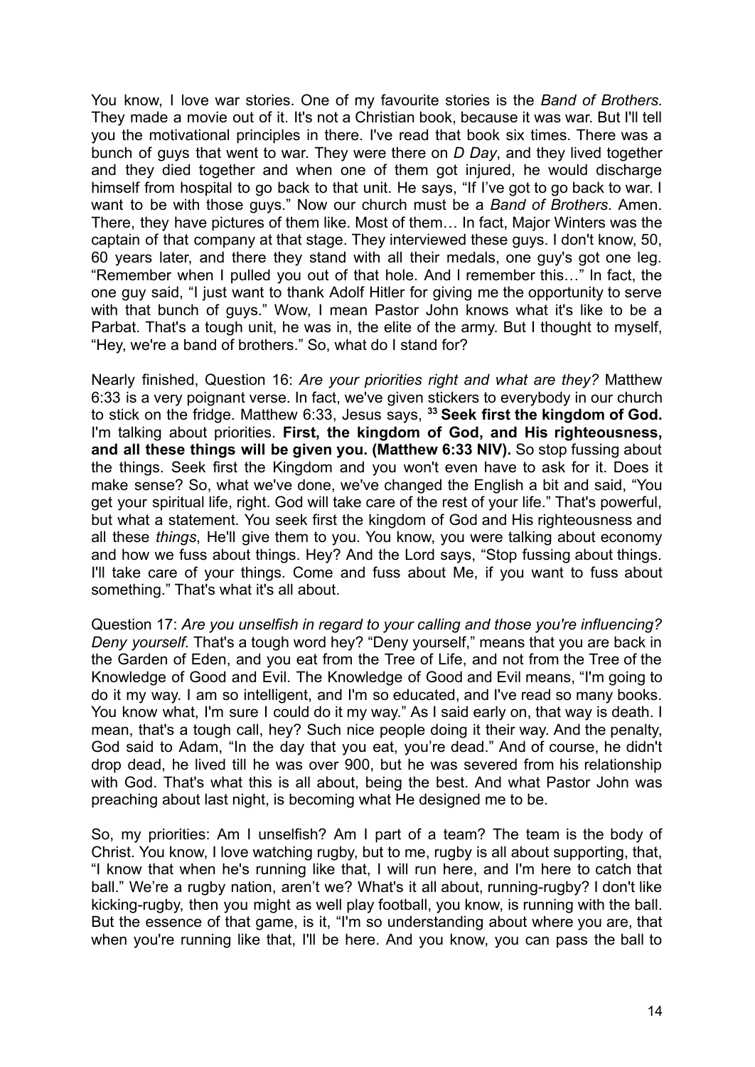You know, I love war stories. One of my favourite stories is the *Band of Brothers.* They made a movie out of it. It's not a Christian book, because it was war. But I'll tell you the motivational principles in there. I've read that book six times. There was a bunch of guys that went to war. They were there on *D Day*, and they lived together and they died together and when one of them got injured, he would discharge himself from hospital to go back to that unit. He says, "If I've got to go back to war. I want to be with those guys." Now our church must be a *Band of Brothers*. Amen. There, they have pictures of them like. Most of them… In fact, Major Winters was the captain of that company at that stage. They interviewed these guys. I don't know, 50, 60 years later, and there they stand with all their medals, one guy's got one leg. "Remember when I pulled you out of that hole. And I remember this…" In fact, the one guy said, "I just want to thank Adolf Hitler for giving me the opportunity to serve with that bunch of guys." Wow, I mean Pastor John knows what it's like to be a Parbat. That's a tough unit, he was in, the elite of the army. But I thought to myself, "Hey, we're a band of brothers." So, what do I stand for?

Nearly finished, Question 16: *Are your priorities right and what are they?* Matthew 6:33 is a very poignant verse. In fact, we've given stickers to everybody in our church to stick on the fridge. Matthew 6:33, Jesus says, **[33] Seek first the kingdom of God.** I'm talking about priorities. **First, the kingdom of God, and His righteousness, and all these things will be given you. (Matthew 6:33 NIV).** So stop fussing about the things. Seek first the Kingdom and you won't even have to ask for it. Does it make sense? So, what we've done, we've changed the English a bit and said, "You get your spiritual life, right. God will take care of the rest of your life." That's powerful, but what a statement. You seek first the kingdom of God and His righteousness and all these *things*, He'll give them to you. You know, you were talking about economy and how we fuss about things. Hey? And the Lord says, "Stop fussing about things. I'll take care of your things. Come and fuss about Me, if you want to fuss about something." That's what it's all about.

Question 17: *Are you unselfish in regard to your calling and those you're influencing? Deny yourself.* That's a tough word hey? "Deny yourself," means that you are back in the Garden of Eden, and you eat from the Tree of Life, and not from the Tree of the Knowledge of Good and Evil. The Knowledge of Good and Evil means, "I'm going to do it my way. I am so intelligent, and I'm so educated, and I've read so many books. You know what, I'm sure I could do it my way." As I said early on, that way is death. I mean, that's a tough call, hey? Such nice people doing it their way. And the penalty, God said to Adam, "In the day that you eat, you're dead." And of course, he didn't drop dead, he lived till he was over 900, but he was severed from his relationship with God. That's what this is all about, being the best. And what Pastor John was preaching about last night, is becoming what He designed me to be.

So, my priorities: Am I unselfish? Am I part of a team? The team is the body of Christ. You know, I love watching rugby, but to me, rugby is all about supporting, that, "I know that when he's running like that, I will run here, and I'm here to catch that ball." We're a rugby nation, aren't we? What's it all about, running-rugby? I don't like kicking-rugby, then you might as well play football, you know, is running with the ball. But the essence of that game, is it, "I'm so understanding about where you are, that when you're running like that, I'll be here. And you know, you can pass the ball to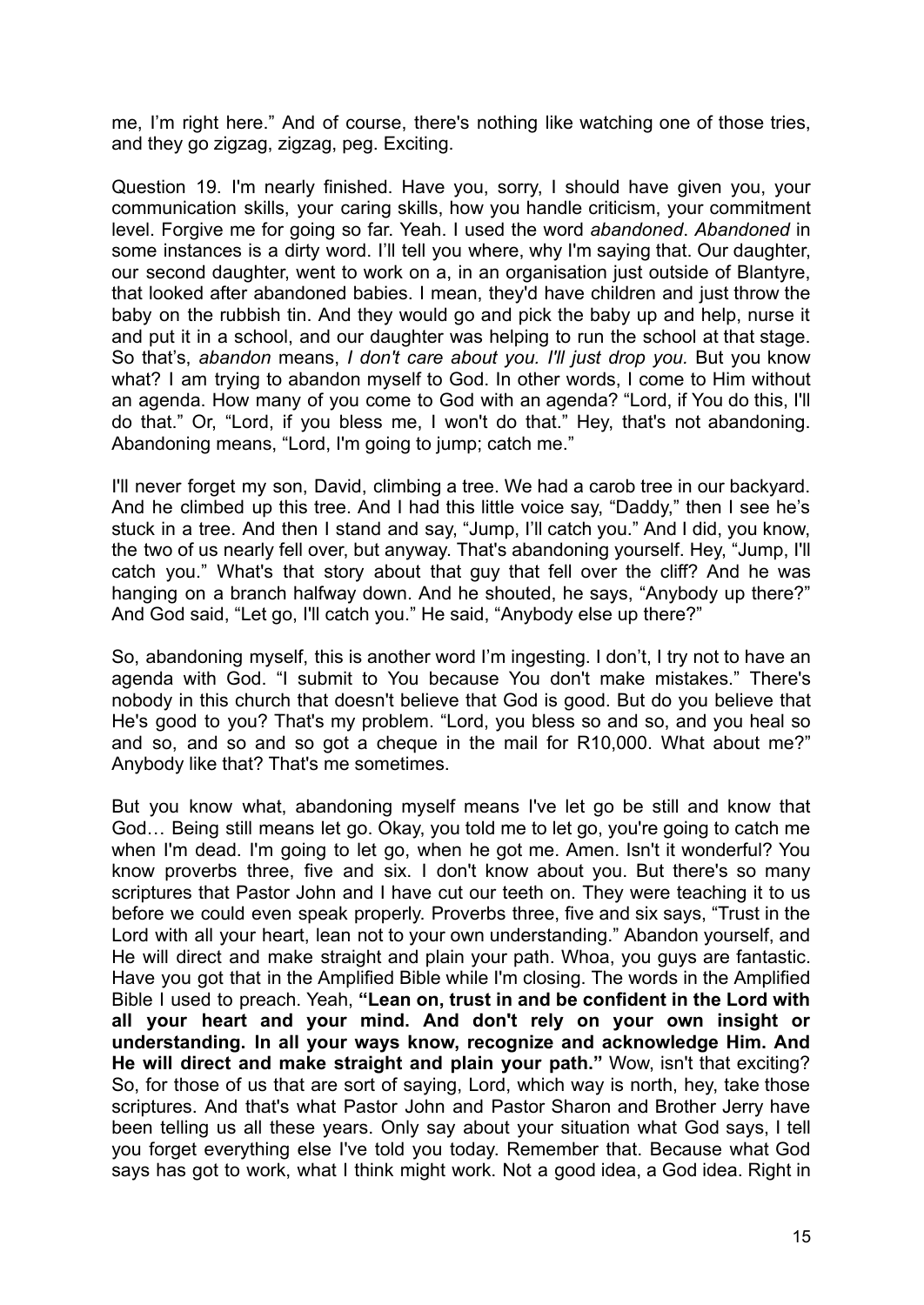me, I'm right here." And of course, there's nothing like watching one of those tries, and they go zigzag, zigzag, peg. Exciting.

Question 19. I'm nearly finished. Have you, sorry, I should have given you, your communication skills, your caring skills, how you handle criticism, your commitment level. Forgive me for going so far. Yeah. I used the word *abandoned*. *Abandoned* in some instances is a dirty word. I'll tell you where, why I'm saying that. Our daughter, our second daughter, went to work on a, in an organisation just outside of Blantyre, that looked after abandoned babies. I mean, they'd have children and just throw the baby on the rubbish tin. And they would go and pick the baby up and help, nurse it and put it in a school, and our daughter was helping to run the school at that stage. So that's, *abandon* means, *I don't care about you. I'll just drop you.* But you know what? I am trying to abandon myself to God. In other words, I come to Him without an agenda. How many of you come to God with an agenda? "Lord, if You do this, I'll do that." Or, "Lord, if you bless me, I won't do that." Hey, that's not abandoning. Abandoning means, "Lord, I'm going to jump; catch me."

I'll never forget my son, David, climbing a tree. We had a carob tree in our backyard. And he climbed up this tree. And I had this little voice say, "Daddy," then I see he's stuck in a tree. And then I stand and say, "Jump, I'll catch you." And I did, you know, the two of us nearly fell over, but anyway. That's abandoning yourself. Hey, "Jump, I'll catch you." What's that story about that guy that fell over the cliff? And he was hanging on a branch halfway down. And he shouted, he says, "Anybody up there?" And God said, "Let go, I'll catch you." He said, "Anybody else up there?"

So, abandoning myself, this is another word I'm ingesting. I don't, I try not to have an agenda with God. "I submit to You because You don't make mistakes." There's nobody in this church that doesn't believe that God is good. But do you believe that He's good to you? That's my problem. "Lord, you bless so and so, and you heal so and so, and so and so got a cheque in the mail for R10,000. What about me?" Anybody like that? That's me sometimes.

But you know what, abandoning myself means I've let go be still and know that God… Being still means let go. Okay, you told me to let go, you're going to catch me when I'm dead. I'm going to let go, when he got me. Amen. Isn't it wonderful? You know proverbs three, five and six. I don't know about you. But there's so many scriptures that Pastor John and I have cut our teeth on. They were teaching it to us before we could even speak properly. Proverbs three, five and six says, "Trust in the Lord with all your heart, lean not to your own understanding." Abandon yourself, and He will direct and make straight and plain your path. Whoa, you guys are fantastic. Have you got that in the Amplified Bible while I'm closing. The words in the Amplified Bible I used to preach. Yeah, **"Lean on, trust in and be confident in the Lord with all your heart and your mind. And don't rely on your own insight or understanding. In all your ways know, recognize and acknowledge Him. And He will direct and make straight and plain your path."** Wow, isn't that exciting? So, for those of us that are sort of saying, Lord, which way is north, hey, take those scriptures. And that's what Pastor John and Pastor Sharon and Brother Jerry have been telling us all these years. Only say about your situation what God says, I tell you forget everything else I've told you today. Remember that. Because what God says has got to work, what I think might work. Not a good idea, a God idea. Right in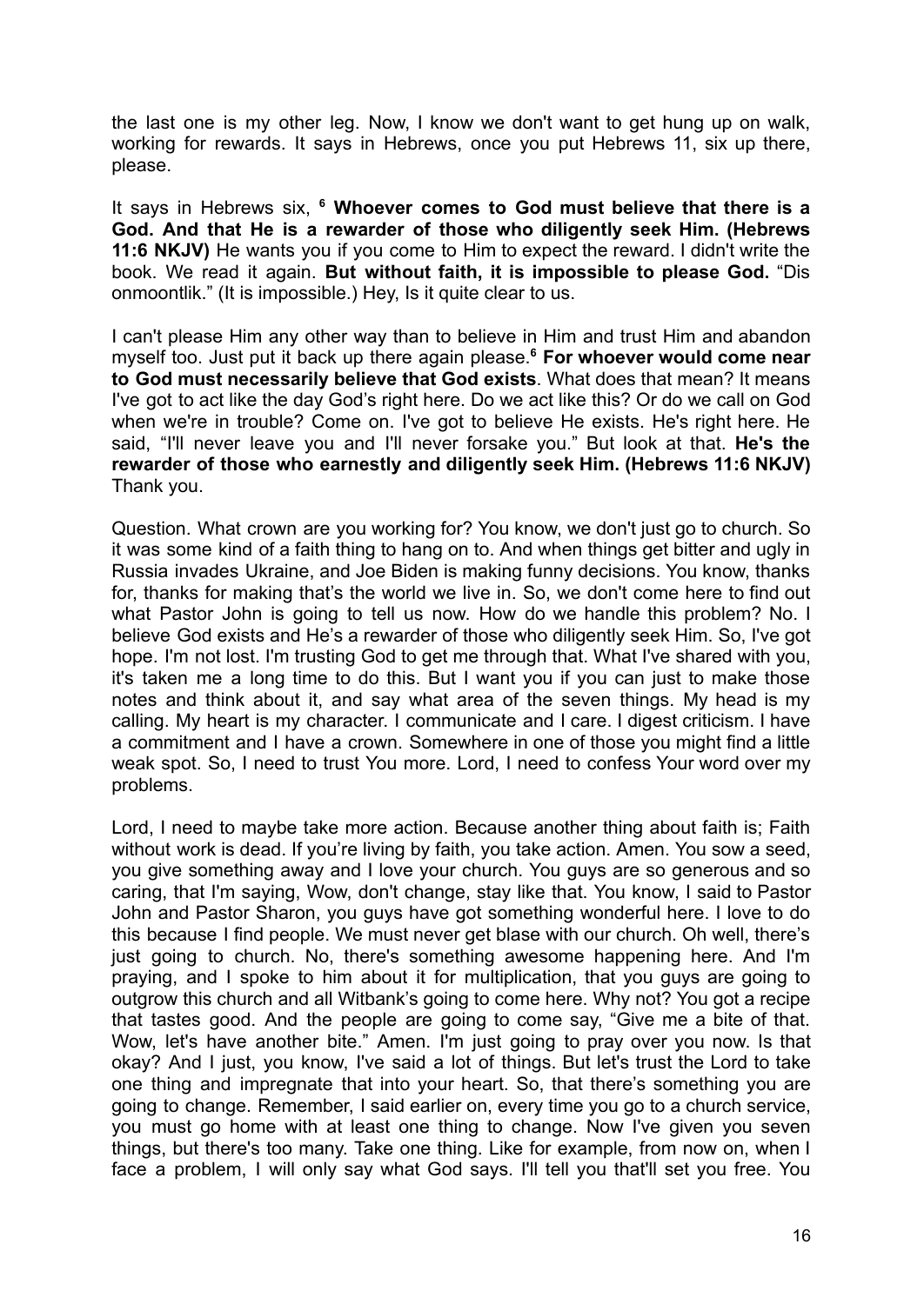the last one is my other leg. Now, I know we don't want to get hung up on walk, working for rewards. It says in Hebrews, once you put Hebrews 11, six up there, please.

It says in Hebrews six, [6] **Whoever comes to God must believe that there is a God. And that He is a rewarder of those who diligently seek Him. (Hebrews 11:6 NKJV)** He wants you if you come to Him to expect the reward. I didn't write the book. We read it again. **But without faith, it is impossible to please God.** "Dis onmoontlik." (It is impossible.) Hey, Is it quite clear to us.

I can't please Him any other way than to believe in Him and trust Him and abandon myself too. Just put it back up there again please.[6] **For whoever would come near to God must necessarily believe that God exists**. What does that mean? It means I've got to act like the day God's right here. Do we act like this? Or do we call on God when we're in trouble? Come on. I've got to believe He exists. He's right here. He said, "I'll never leave you and I'll never forsake you." But look at that. **He's the rewarder of those who earnestly and diligently seek Him. (Hebrews 11:6 NKJV)** Thank you.

Question. What crown are you working for? You know, we don't just go to church. So it was some kind of a faith thing to hang on to. And when things get bitter and ugly in Russia invades Ukraine, and Joe Biden is making funny decisions. You know, thanks for, thanks for making that's the world we live in. So, we don't come here to find out what Pastor John is going to tell us now. How do we handle this problem? No. I believe God exists and He's a rewarder of those who diligently seek Him. So, I've got hope. I'm not lost. I'm trusting God to get me through that. What I've shared with you, it's taken me a long time to do this. But I want you if you can just to make those notes and think about it, and say what area of the seven things. My head is my calling. My heart is my character. I communicate and I care. I digest criticism. I have a commitment and I have a crown. Somewhere in one of those you might find a little weak spot. So, I need to trust You more. Lord, I need to confess Your word over my problems.

Lord, I need to maybe take more action. Because another thing about faith is; Faith without work is dead. If you're living by faith, you take action. Amen. You sow a seed, you give something away and I love your church. You guys are so generous and so caring, that I'm saying, Wow, don't change, stay like that. You know, I said to Pastor John and Pastor Sharon, you guys have got something wonderful here. I love to do this because I find people. We must never get blase with our church. Oh well, there's just going to church. No, there's something awesome happening here. And I'm praying, and I spoke to him about it for multiplication, that you guys are going to outgrow this church and all Witbank's going to come here. Why not? You got a recipe that tastes good. And the people are going to come say, "Give me a bite of that. Wow, let's have another bite." Amen. I'm just going to pray over you now. Is that okay? And I just, you know, I've said a lot of things. But let's trust the Lord to take one thing and impregnate that into your heart. So, that there's something you are going to change. Remember, I said earlier on, every time you go to a church service, you must go home with at least one thing to change. Now I've given you seven things, but there's too many. Take one thing. Like for example, from now on, when I face a problem, I will only say what God says. I'll tell you that'll set you free. You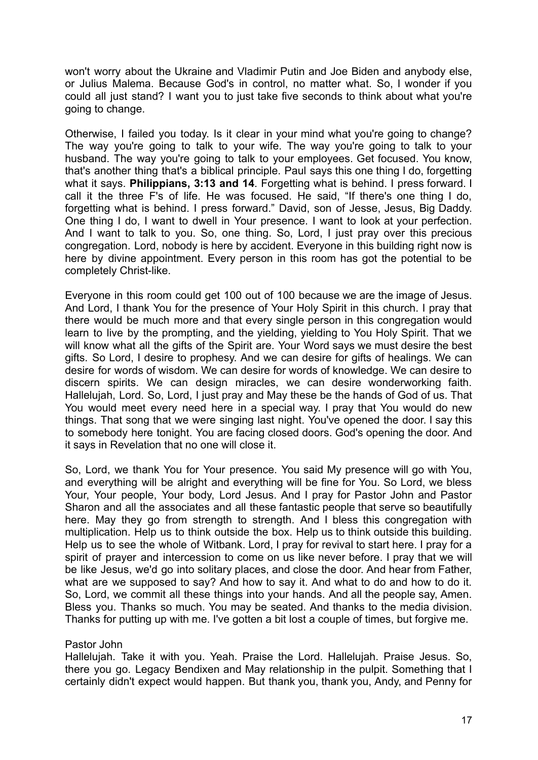won't worry about the Ukraine and Vladimir Putin and Joe Biden and anybody else, or Julius Malema. Because God's in control, no matter what. So, I wonder if you could all just stand? I want you to just take five seconds to think about what you're going to change.

Otherwise, I failed you today. Is it clear in your mind what you're going to change? The way you're going to talk to your wife. The way you're going to talk to your husband. The way you're going to talk to your employees. Get focused. You know, that's another thing that's a biblical principle. Paul says this one thing I do, forgetting what it says. **Philippians, 3:13 and 14**. Forgetting what is behind. I press forward. I call it the three F's of life. He was focused. He said, "If there's one thing I do, forgetting what is behind. I press forward." David, son of Jesse, Jesus, Big Daddy. One thing I do, I want to dwell in Your presence. I want to look at your perfection. And I want to talk to you. So, one thing. So, Lord, I just pray over this precious congregation. Lord, nobody is here by accident. Everyone in this building right now is here by divine appointment. Every person in this room has got the potential to be completely Christ-like.

Everyone in this room could get 100 out of 100 because we are the image of Jesus. And Lord, I thank You for the presence of Your Holy Spirit in this church. I pray that there would be much more and that every single person in this congregation would learn to live by the prompting, and the yielding, yielding to You Holy Spirit. That we will know what all the gifts of the Spirit are. Your Word says we must desire the best gifts. So Lord, I desire to prophesy. And we can desire for gifts of healings. We can desire for words of wisdom. We can desire for words of knowledge. We can desire to discern spirits. We can design miracles, we can desire wonderworking faith. Hallelujah, Lord. So, Lord, I just pray and May these be the hands of God of us. That You would meet every need here in a special way. I pray that You would do new things. That song that we were singing last night. You've opened the door. I say this to somebody here tonight. You are facing closed doors. God's opening the door. And it says in Revelation that no one will close it.

So, Lord, we thank You for Your presence. You said My presence will go with You, and everything will be alright and everything will be fine for You. So Lord, we bless Your, Your people, Your body, Lord Jesus. And I pray for Pastor John and Pastor Sharon and all the associates and all these fantastic people that serve so beautifully here. May they go from strength to strength. And I bless this congregation with multiplication. Help us to think outside the box. Help us to think outside this building. Help us to see the whole of Witbank. Lord, I pray for revival to start here. I pray for a spirit of prayer and intercession to come on us like never before. I pray that we will be like Jesus, we'd go into solitary places, and close the door. And hear from Father, what are we supposed to say? And how to say it. And what to do and how to do it. So, Lord, we commit all these things into your hands. And all the people say, Amen. Bless you. Thanks so much. You may be seated. And thanks to the media division. Thanks for putting up with me. I've gotten a bit lost a couple of times, but forgive me.

Pastor John

Hallelujah. Take it with you. Yeah. Praise the Lord. Hallelujah. Praise Jesus. So, there you go. Legacy Bendixen and May relationship in the pulpit. Something that I certainly didn't expect would happen. But thank you, thank you, Andy, and Penny for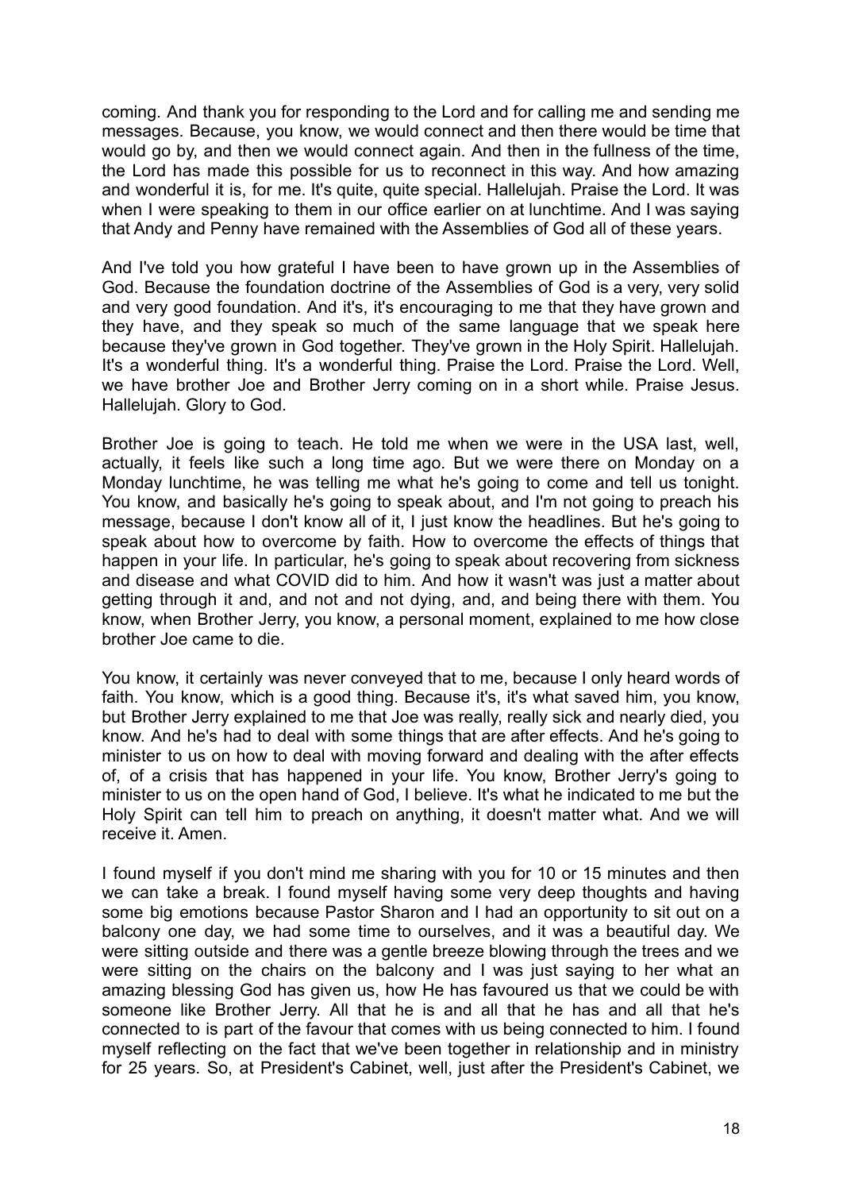coming. And thank you for responding to the Lord and for calling me and sending me messages. Because, you know, we would connect and then there would be time that would go by, and then we would connect again. And then in the fullness of the time, the Lord has made this possible for us to reconnect in this way. And how amazing and wonderful it is, for me. It's quite, quite special. Hallelujah. Praise the Lord. It was when I were speaking to them in our office earlier on at lunchtime. And I was saying that Andy and Penny have remained with the Assemblies of God all of these years.

And I've told you how grateful I have been to have grown up in the Assemblies of God. Because the foundation doctrine of the Assemblies of God is a very, very solid and very good foundation. And it's, it's encouraging to me that they have grown and they have, and they speak so much of the same language that we speak here because they've grown in God together. They've grown in the Holy Spirit. Hallelujah. It's a wonderful thing. It's a wonderful thing. Praise the Lord. Praise the Lord. Well, we have brother Joe and Brother Jerry coming on in a short while. Praise Jesus. Hallelujah. Glory to God.

Brother Joe is going to teach. He told me when we were in the USA last, well, actually, it feels like such a long time ago. But we were there on Monday on a Monday lunchtime, he was telling me what he's going to come and tell us tonight. You know, and basically he's going to speak about, and I'm not going to preach his message, because I don't know all of it, I just know the headlines. But he's going to speak about how to overcome by faith. How to overcome the effects of things that happen in your life. In particular, he's going to speak about recovering from sickness and disease and what COVID did to him. And how it wasn't was just a matter about getting through it and, and not and not dying, and, and being there with them. You know, when Brother Jerry, you know, a personal moment, explained to me how close brother Joe came to die.

You know, it certainly was never conveyed that to me, because I only heard words of faith. You know, which is a good thing. Because it's, it's what saved him, you know, but Brother Jerry explained to me that Joe was really, really sick and nearly died, you know. And he's had to deal with some things that are after effects. And he's going to minister to us on how to deal with moving forward and dealing with the after effects of, of a crisis that has happened in your life. You know, Brother Jerry's going to minister to us on the open hand of God, I believe. It's what he indicated to me but the Holy Spirit can tell him to preach on anything, it doesn't matter what. And we will receive it. Amen.

I found myself if you don't mind me sharing with you for 10 or 15 minutes and then we can take a break. I found myself having some very deep thoughts and having some big emotions because Pastor Sharon and I had an opportunity to sit out on a balcony one day, we had some time to ourselves, and it was a beautiful day. We were sitting outside and there was a gentle breeze blowing through the trees and we were sitting on the chairs on the balcony and I was just saying to her what an amazing blessing God has given us, how He has favoured us that we could be with someone like Brother Jerry. All that he is and all that he has and all that he's connected to is part of the favour that comes with us being connected to him. I found myself reflecting on the fact that we've been together in relationship and in ministry for 25 years. So, at President's Cabinet, well, just after the President's Cabinet, we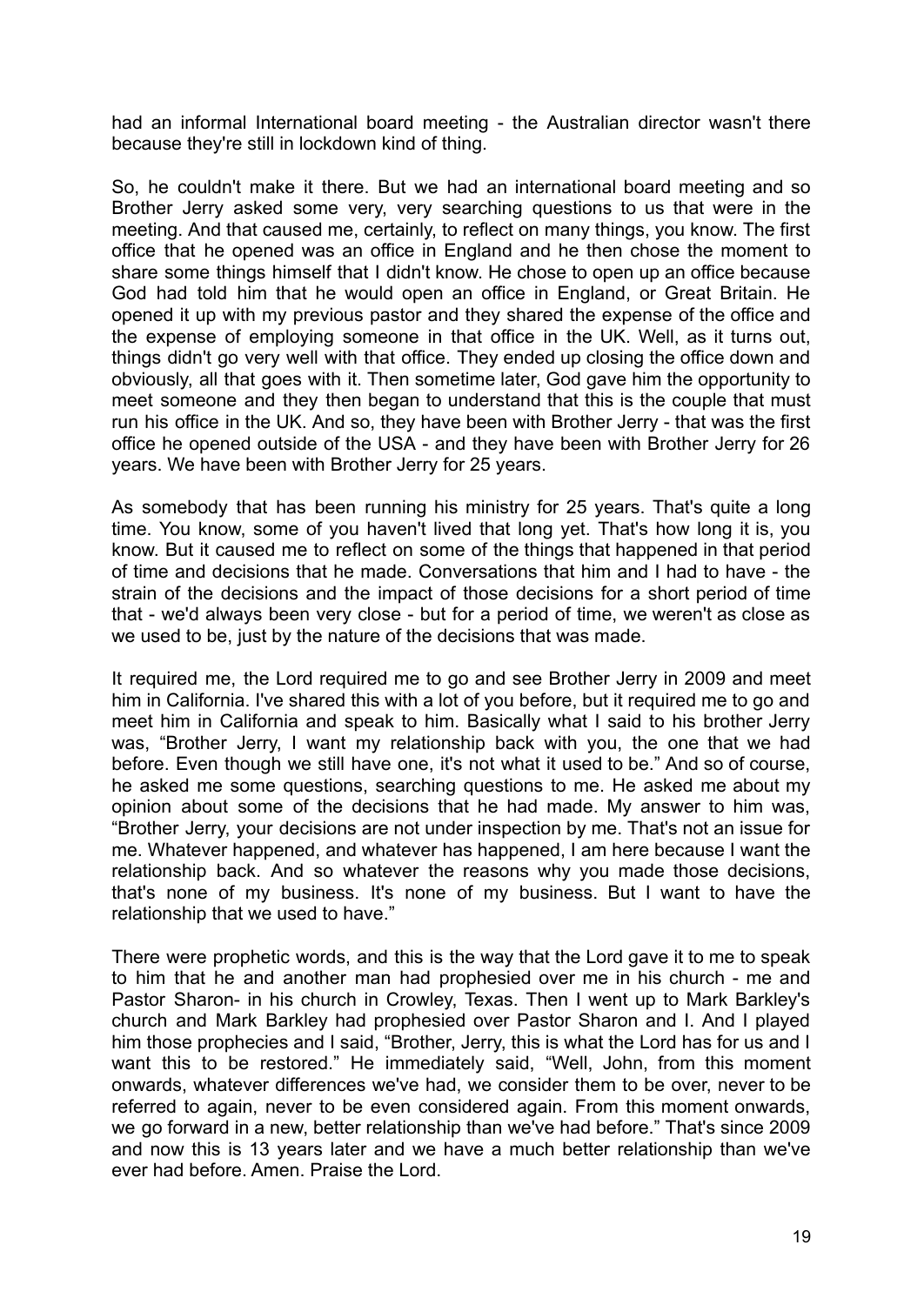had an informal International board meeting - the Australian director wasn't there because they're still in lockdown kind of thing.

So, he couldn't make it there. But we had an international board meeting and so Brother Jerry asked some very, very searching questions to us that were in the meeting. And that caused me, certainly, to reflect on many things, you know. The first office that he opened was an office in England and he then chose the moment to share some things himself that I didn't know. He chose to open up an office because God had told him that he would open an office in England, or Great Britain. He opened it up with my previous pastor and they shared the expense of the office and the expense of employing someone in that office in the UK. Well, as it turns out, things didn't go very well with that office. They ended up closing the office down and obviously, all that goes with it. Then sometime later, God gave him the opportunity to meet someone and they then began to understand that this is the couple that must run his office in the UK. And so, they have been with Brother Jerry - that was the first office he opened outside of the USA - and they have been with Brother Jerry for 26 years. We have been with Brother Jerry for 25 years.

As somebody that has been running his ministry for 25 years. That's quite a long time. You know, some of you haven't lived that long yet. That's how long it is, you know. But it caused me to reflect on some of the things that happened in that period of time and decisions that he made. Conversations that him and I had to have - the strain of the decisions and the impact of those decisions for a short period of time that - we'd always been very close - but for a period of time, we weren't as close as we used to be, just by the nature of the decisions that was made.

It required me, the Lord required me to go and see Brother Jerry in 2009 and meet him in California. I've shared this with a lot of you before, but it required me to go and meet him in California and speak to him. Basically what I said to his brother Jerry was, "Brother Jerry, I want my relationship back with you, the one that we had before. Even though we still have one, it's not what it used to be." And so of course, he asked me some questions, searching questions to me. He asked me about my opinion about some of the decisions that he had made. My answer to him was, "Brother Jerry, your decisions are not under inspection by me. That's not an issue for me. Whatever happened, and whatever has happened, I am here because I want the relationship back. And so whatever the reasons why you made those decisions, that's none of my business. It's none of my business. But I want to have the relationship that we used to have."

There were prophetic words, and this is the way that the Lord gave it to me to speak to him that he and another man had prophesied over me in his church - me and Pastor Sharon- in his church in Crowley, Texas. Then I went up to Mark Barkley's church and Mark Barkley had prophesied over Pastor Sharon and I. And I played him those prophecies and I said, "Brother, Jerry, this is what the Lord has for us and I want this to be restored." He immediately said, "Well, John, from this moment onwards, whatever differences we've had, we consider them to be over, never to be referred to again, never to be even considered again. From this moment onwards, we go forward in a new, better relationship than we've had before." That's since 2009 and now this is 13 years later and we have a much better relationship than we've ever had before. Amen. Praise the Lord.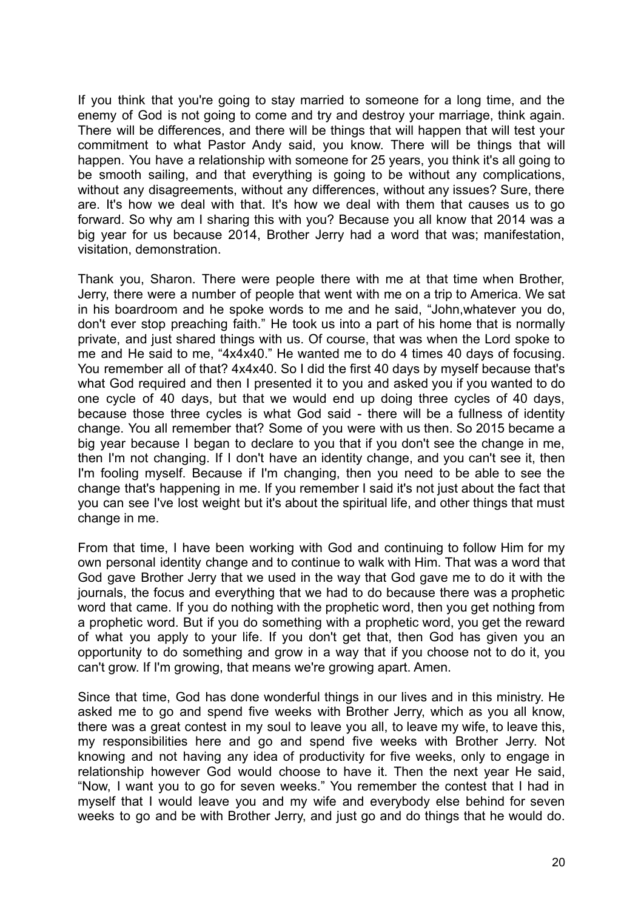If you think that you're going to stay married to someone for a long time, and the enemy of God is not going to come and try and destroy your marriage, think again. There will be differences, and there will be things that will happen that will test your commitment to what Pastor Andy said, you know. There will be things that will happen. You have a relationship with someone for 25 years, you think it's all going to be smooth sailing, and that everything is going to be without any complications, without any disagreements, without any differences, without any issues? Sure, there are. It's how we deal with that. It's how we deal with them that causes us to go forward. So why am I sharing this with you? Because you all know that 2014 was a big year for us because 2014, Brother Jerry had a word that was; manifestation, visitation, demonstration.

Thank you, Sharon. There were people there with me at that time when Brother, Jerry, there were a number of people that went with me on a trip to America. We sat in his boardroom and he spoke words to me and he said, "John,whatever you do, don't ever stop preaching faith." He took us into a part of his home that is normally private, and just shared things with us. Of course, that was when the Lord spoke to me and He said to me, "4x4x40." He wanted me to do 4 times 40 days of focusing. You remember all of that? 4x4x40. So I did the first 40 days by myself because that's what God required and then I presented it to you and asked you if you wanted to do one cycle of 40 days, but that we would end up doing three cycles of 40 days, because those three cycles is what God said - there will be a fullness of identity change. You all remember that? Some of you were with us then. So 2015 became a big year because I began to declare to you that if you don't see the change in me, then I'm not changing. If I don't have an identity change, and you can't see it, then I'm fooling myself. Because if I'm changing, then you need to be able to see the change that's happening in me. If you remember I said it's not just about the fact that you can see I've lost weight but it's about the spiritual life, and other things that must change in me.

From that time, I have been working with God and continuing to follow Him for my own personal identity change and to continue to walk with Him. That was a word that God gave Brother Jerry that we used in the way that God gave me to do it with the journals, the focus and everything that we had to do because there was a prophetic word that came. If you do nothing with the prophetic word, then you get nothing from a prophetic word. But if you do something with a prophetic word, you get the reward of what you apply to your life. If you don't get that, then God has given you an opportunity to do something and grow in a way that if you choose not to do it, you can't grow. If I'm growing, that means we're growing apart. Amen.

Since that time, God has done wonderful things in our lives and in this ministry. He asked me to go and spend five weeks with Brother Jerry, which as you all know, there was a great contest in my soul to leave you all, to leave my wife, to leave this, my responsibilities here and go and spend five weeks with Brother Jerry. Not knowing and not having any idea of productivity for five weeks, only to engage in relationship however God would choose to have it. Then the next year He said, "Now, I want you to go for seven weeks." You remember the contest that I had in myself that I would leave you and my wife and everybody else behind for seven weeks to go and be with Brother Jerry, and just go and do things that he would do.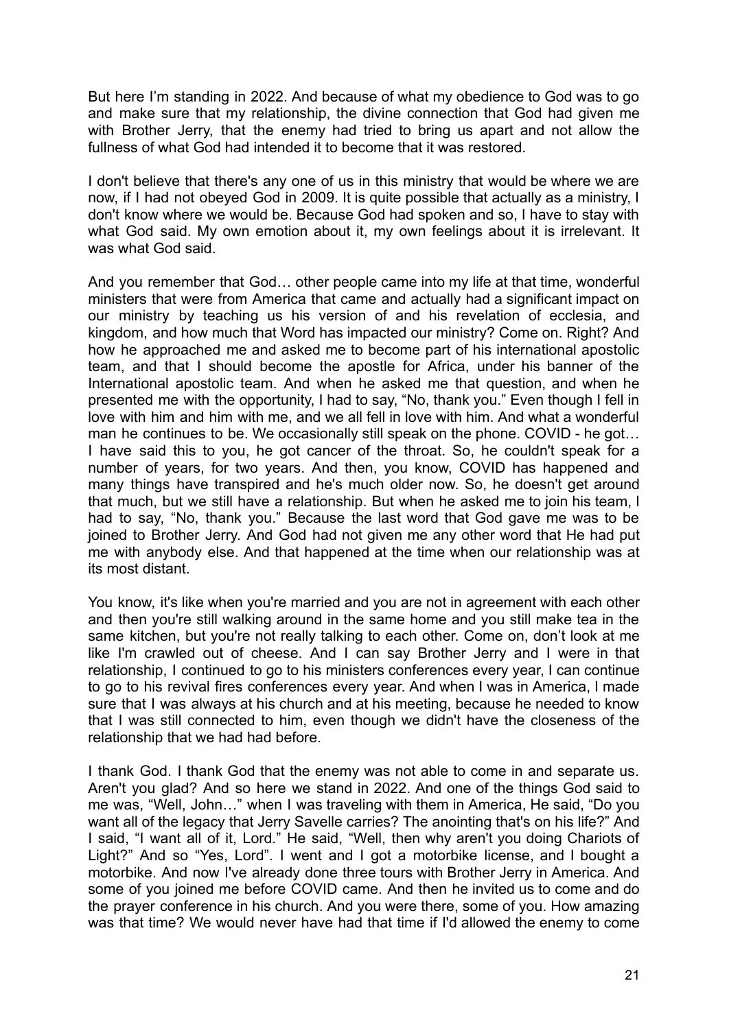But here I'm standing in 2022. And because of what my obedience to God was to go and make sure that my relationship, the divine connection that God had given me with Brother Jerry, that the enemy had tried to bring us apart and not allow the fullness of what God had intended it to become that it was restored.

I don't believe that there's any one of us in this ministry that would be where we are now, if I had not obeyed God in 2009. It is quite possible that actually as a ministry, I don't know where we would be. Because God had spoken and so, I have to stay with what God said. My own emotion about it, my own feelings about it is irrelevant. It was what God said.

And you remember that God… other people came into my life at that time, wonderful ministers that were from America that came and actually had a significant impact on our ministry by teaching us his version of and his revelation of ecclesia, and kingdom, and how much that Word has impacted our ministry? Come on. Right? And how he approached me and asked me to become part of his international apostolic team, and that I should become the apostle for Africa, under his banner of the International apostolic team. And when he asked me that question, and when he presented me with the opportunity, I had to say, "No, thank you." Even though I fell in love with him and him with me, and we all fell in love with him. And what a wonderful man he continues to be. We occasionally still speak on the phone. COVID - he got… I have said this to you, he got cancer of the throat. So, he couldn't speak for a number of years, for two years. And then, you know, COVID has happened and many things have transpired and he's much older now. So, he doesn't get around that much, but we still have a relationship. But when he asked me to join his team, I had to say, "No, thank you." Because the last word that God gave me was to be joined to Brother Jerry. And God had not given me any other word that He had put me with anybody else. And that happened at the time when our relationship was at its most distant.

You know, it's like when you're married and you are not in agreement with each other and then you're still walking around in the same home and you still make tea in the same kitchen, but you're not really talking to each other. Come on, don't look at me like I'm crawled out of cheese. And I can say Brother Jerry and I were in that relationship, I continued to go to his ministers conferences every year, I can continue to go to his revival fires conferences every year. And when I was in America, I made sure that I was always at his church and at his meeting, because he needed to know that I was still connected to him, even though we didn't have the closeness of the relationship that we had had before.

I thank God. I thank God that the enemy was not able to come in and separate us. Aren't you glad? And so here we stand in 2022. And one of the things God said to me was, "Well, John…" when I was traveling with them in America, He said, "Do you want all of the legacy that Jerry Savelle carries? The anointing that's on his life?" And I said, "I want all of it, Lord." He said, "Well, then why aren't you doing Chariots of Light?" And so "Yes, Lord". I went and I got a motorbike license, and I bought a motorbike. And now I've already done three tours with Brother Jerry in America. And some of you joined me before COVID came. And then he invited us to come and do the prayer conference in his church. And you were there, some of you. How amazing was that time? We would never have had that time if I'd allowed the enemy to come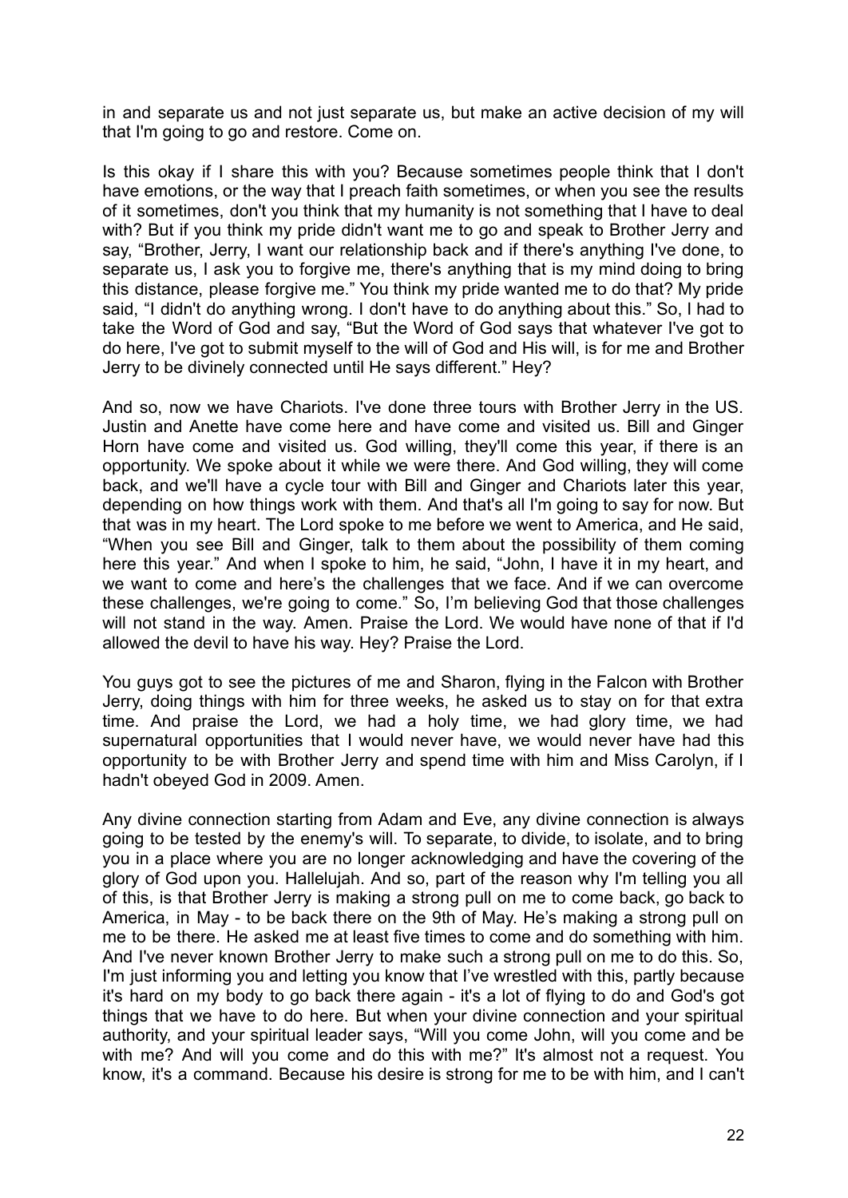in and separate us and not just separate us, but make an active decision of my will that I'm going to go and restore. Come on.

Is this okay if I share this with you? Because sometimes people think that I don't have emotions, or the way that I preach faith sometimes, or when you see the results of it sometimes, don't you think that my humanity is not something that I have to deal with? But if you think my pride didn't want me to go and speak to Brother Jerry and say, "Brother, Jerry, I want our relationship back and if there's anything I've done, to separate us, I ask you to forgive me, there's anything that is my mind doing to bring this distance, please forgive me." You think my pride wanted me to do that? My pride said, "I didn't do anything wrong. I don't have to do anything about this." So, I had to take the Word of God and say, "But the Word of God says that whatever I've got to do here, I've got to submit myself to the will of God and His will, is for me and Brother Jerry to be divinely connected until He says different." Hey?

And so, now we have Chariots. I've done three tours with Brother Jerry in the US. Justin and Anette have come here and have come and visited us. Bill and Ginger Horn have come and visited us. God willing, they'll come this year, if there is an opportunity. We spoke about it while we were there. And God willing, they will come back, and we'll have a cycle tour with Bill and Ginger and Chariots later this year, depending on how things work with them. And that's all I'm going to say for now. But that was in my heart. The Lord spoke to me before we went to America, and He said, "When you see Bill and Ginger, talk to them about the possibility of them coming here this year." And when I spoke to him, he said, "John, I have it in my heart, and we want to come and here's the challenges that we face. And if we can overcome these challenges, we're going to come." So, I'm believing God that those challenges will not stand in the way. Amen. Praise the Lord. We would have none of that if I'd allowed the devil to have his way. Hey? Praise the Lord.

You guys got to see the pictures of me and Sharon, flying in the Falcon with Brother Jerry, doing things with him for three weeks, he asked us to stay on for that extra time. And praise the Lord, we had a holy time, we had glory time, we had supernatural opportunities that I would never have, we would never have had this opportunity to be with Brother Jerry and spend time with him and Miss Carolyn, if I hadn't obeyed God in 2009. Amen.

Any divine connection starting from Adam and Eve, any divine connection is always going to be tested by the enemy's will. To separate, to divide, to isolate, and to bring you in a place where you are no longer acknowledging and have the covering of the glory of God upon you. Hallelujah. And so, part of the reason why I'm telling you all of this, is that Brother Jerry is making a strong pull on me to come back, go back to America, in May - to be back there on the 9th of May. He's making a strong pull on me to be there. He asked me at least five times to come and do something with him. And I've never known Brother Jerry to make such a strong pull on me to do this. So, I'm just informing you and letting you know that I've wrestled with this, partly because it's hard on my body to go back there again - it's a lot of flying to do and God's got things that we have to do here. But when your divine connection and your spiritual authority, and your spiritual leader says, "Will you come John, will you come and be with me? And will you come and do this with me?" It's almost not a request. You know, it's a command. Because his desire is strong for me to be with him, and I can't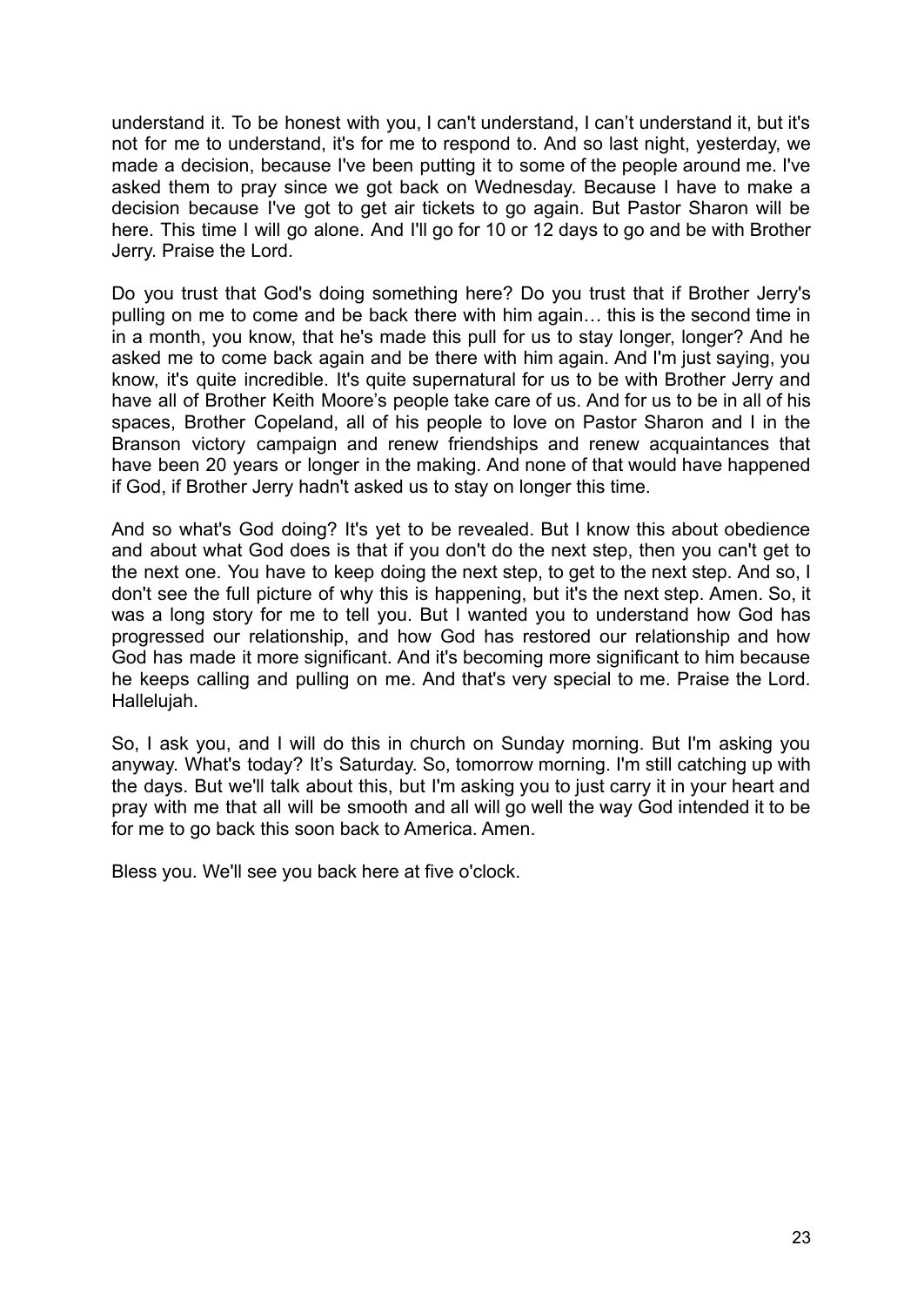understand it. To be honest with you, I can't understand, I can’t understand it, but it's not for me to understand, it's for me to respond to. And so last night, yesterday, we made a decision, because I've been putting it to some of the people around me. I've asked them to pray since we got back on Wednesday. Because I have to make a decision because I've got to get air tickets to go again. But Pastor Sharon will be here. This time I will go alone. And I'll go for 10 or 12 days to go and be with Brother Jerry. Praise the Lord.

Do you trust that God's doing something here? Do you trust that if Brother Jerry's pulling on me to come and be back there with him again… this is the second time in in a month, you know, that he's made this pull for us to stay longer, longer? And he asked me to come back again and be there with him again. And I'm just saying, you know, it's quite incredible. It's quite supernatural for us to be with Brother Jerry and have all of Brother Keith Moore’s people take care of us. And for us to be in all of his spaces, Brother Copeland, all of his people to love on Pastor Sharon and I in the Branson victory campaign and renew friendships and renew acquaintances that have been 20 years or longer in the making. And none of that would have happened if God, if Brother Jerry hadn't asked us to stay on longer this time.

And so what's God doing? It's yet to be revealed. But I know this about obedience and about what God does is that if you don't do the next step, then you can't get to the next one. You have to keep doing the next step, to get to the next step. And so, I don't see the full picture of why this is happening, but it's the next step. Amen. So, it was a long story for me to tell you. But I wanted you to understand how God has progressed our relationship, and how God has restored our relationship and how God has made it more significant. And it's becoming more significant to him because he keeps calling and pulling on me. And that's very special to me. Praise the Lord. Hallelujah.

So, I ask you, and I will do this in church on Sunday morning. But I'm asking you anyway. What's today? It’s Saturday. So, tomorrow morning. I'm still catching up with the days. But we'll talk about this, but I'm asking you to just carry it in your heart and pray with me that all will be smooth and all will go well the way God intended it to be for me to go back this soon back to America. Amen.

Bless you. We'll see you back here at five o'clock.